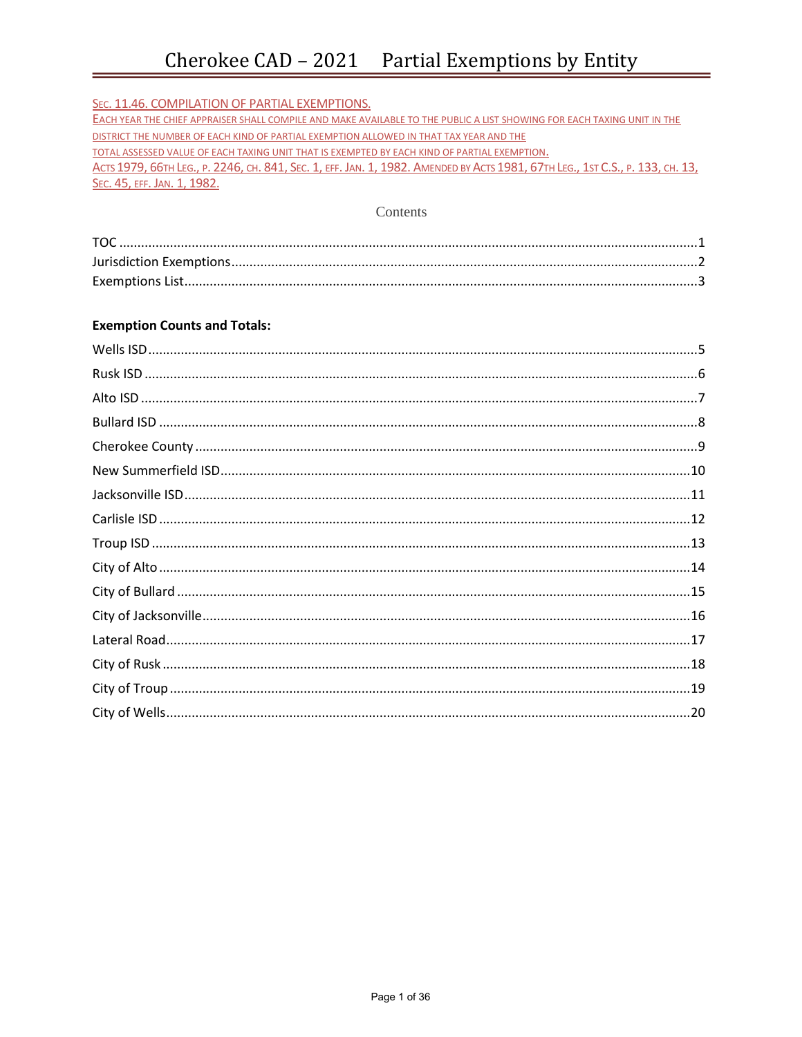# Cherokee CAD – 2021 Partial Exemptions by Entity

SEC. 11.46. COMPILATION OF PARTIAL EXEMPTIONS.

EACH YEAR THE CHIEF APPRAISER SHALL COMPILE AND MAKE AVAILABLE TO THE PUBLIC A LIST SHOWING FOR EACH TAXING UNIT IN THE DISTRICT THE NUMBER OF EACH KIND OF PARTIAL EXEMPTION ALLOWED IN THAT TAX YEAR AND THE TOTAL ASSESSED VALUE OF EACH TAXING UNIT THAT IS EXEMPTED BY EACH KIND OF PARTIAL EXEMPTION.

ACTS 1979, 66TH LEG., P. 2246, CH. 841, SEC. 1, EFF. JAN. 1, 1982. AMENDED BY ACTS 1981, 67TH LEG., 1ST C.S., P. 133, CH. 13, SEC. 45, EFF. JAN. 1, 1982.

## Contents

TOC ........ 1
Jurisdiction Exemptions ........ 2
Exemptions List ........ 3

**Exemption Counts and Totals:**

Wells ISD ........ 5
Rusk ISD ........ 6
Alto ISD ........ 7
Bullard ISD ........ 8
Cherokee County ........ 9
New Summerfield ISD ........ 10
Jacksonville ISD ........ 11
Carlisle ISD ........ 12
Troup ISD ........ 13
City of Alto ........ 14
City of Bullard ........ 15
City of Jacksonville ........ 16
Lateral Road ........ 17
City of Rusk ........ 18
City of Troup ........ 19
City of Wells ........ 20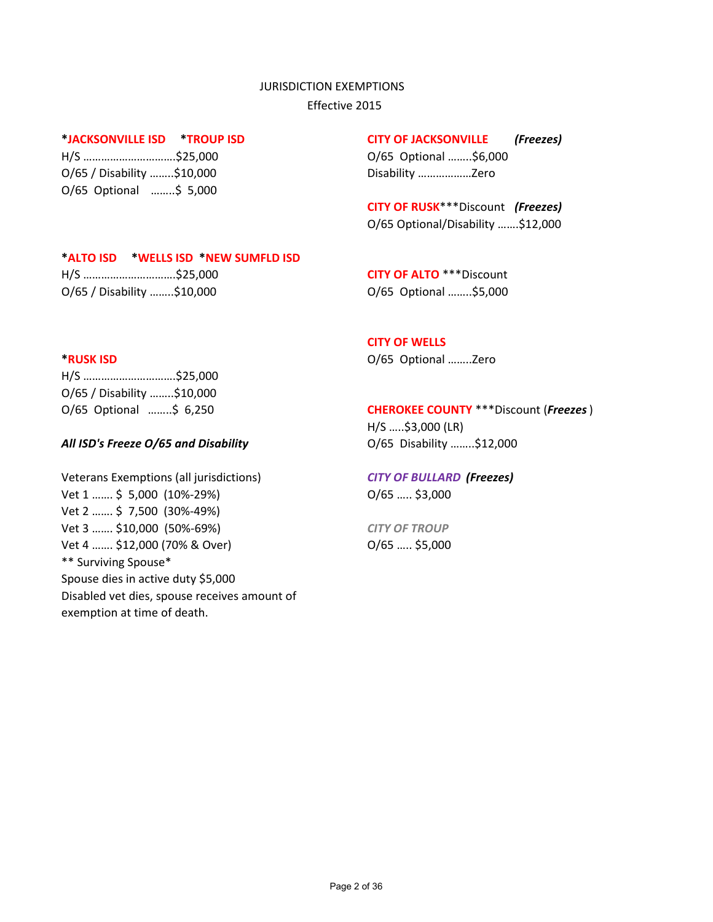JURISDICTION EXEMPTIONS

Effective 2015

**\*JACKSONVILLE ISD** **\*TROUP ISD**

H/S ................................$25,000
O/65 / Disability ........$10,000
O/65 Optional ........$ 5,000

**\*ALTO ISD** **\*WELLS ISD** **\*NEW SUMFLD ISD**

H/S ................................$25,000
O/65 / Disability ........$10,000

**\*RUSK ISD**

H/S ................................$25,000
O/65 / Disability ........$10,000
O/65 Optional ........$ 6,250

***All ISD's Freeze O/65 and Disability***

Veterans Exemptions (all jurisdictions)
Vet 1 ....... $ 5,000 (10%-29%)
Vet 2 ....... $ 7,500 (30%-49%)
Vet 3 ....... $10,000 (50%-69%)
Vet 4 ....... $12,000 (70% & Over)
** Surviving Spouse*
Spouse dies in active duty $5,000
Disabled vet dies, spouse receives amount of exemption at time of death.

**CITY OF JACKSONVILLE** ***(Freezes)***

O/65 Optional ........$6,000
Disability ..................Zero

**CITY OF RUSK*****Discount ***(Freezes)***

O/65 Optional/Disability .......$12,000

**CITY OF ALTO** ***Discount

O/65 Optional ........$5,000

**CITY OF WELLS**

O/65 Optional ........Zero

**CHEROKEE COUNTY** ***Discount (***Freezes***)

H/S .....$3,000 (LR)
O/65 Disability ........$12,000

***CITY OF BULLARD*** ***(Freezes)***

O/65 ..... $3,000

***CITY OF TROUP***

O/65 ..... $5,000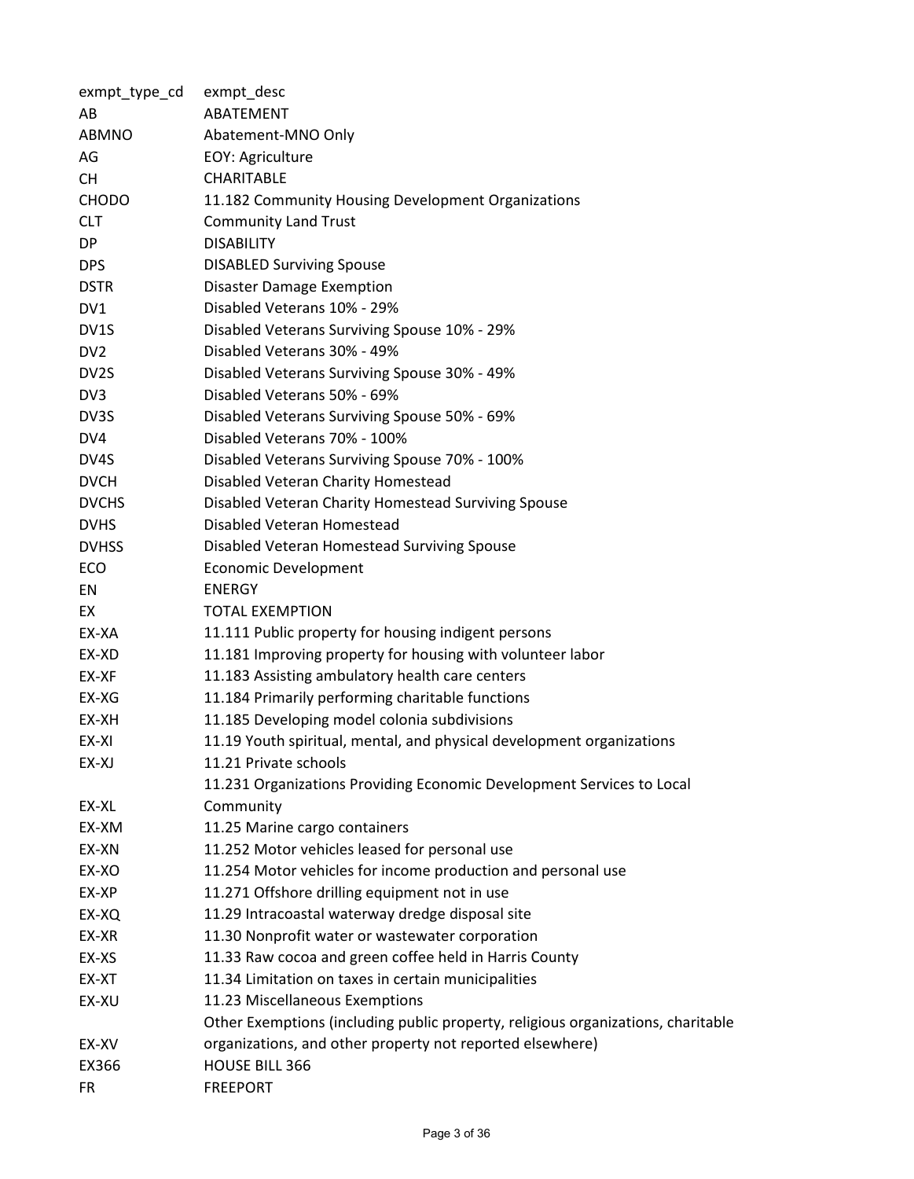| exmpt_type_cd | exmpt_desc |
| --- | --- |
| AB | ABATEMENT |
| ABMNO | Abatement-MNO Only |
| AG | EOY: Agriculture |
| CH | CHARITABLE |
| CHODO | 11.182 Community Housing Development Organizations |
| CLT | Community Land Trust |
| DP | DISABILITY |
| DPS | DISABLED Surviving Spouse |
| DSTR | Disaster Damage Exemption |
| DV1 | Disabled Veterans 10% - 29% |
| DV1S | Disabled Veterans Surviving Spouse 10% - 29% |
| DV2 | Disabled Veterans 30% - 49% |
| DV2S | Disabled Veterans Surviving Spouse 30% - 49% |
| DV3 | Disabled Veterans 50% - 69% |
| DV3S | Disabled Veterans Surviving Spouse 50% - 69% |
| DV4 | Disabled Veterans 70% - 100% |
| DV4S | Disabled Veterans Surviving Spouse 70% - 100% |
| DVCH | Disabled Veteran Charity Homestead |
| DVCHS | Disabled Veteran Charity Homestead Surviving Spouse |
| DVHS | Disabled Veteran Homestead |
| DVHSS | Disabled Veteran Homestead Surviving Spouse |
| ECO | Economic Development |
| EN | ENERGY |
| EX | TOTAL EXEMPTION |
| EX-XA | 11.111 Public property for housing indigent persons |
| EX-XD | 11.181 Improving property for housing with volunteer labor |
| EX-XF | 11.183 Assisting ambulatory health care centers |
| EX-XG | 11.184 Primarily performing charitable functions |
| EX-XH | 11.185 Developing model colonia subdivisions |
| EX-XI | 11.19 Youth spiritual, mental, and physical development organizations |
| EX-XJ | 11.21 Private schools |
| EX-XL | 11.231 Organizations Providing Economic Development Services to Local Community |
| EX-XM | 11.25 Marine cargo containers |
| EX-XN | 11.252 Motor vehicles leased for personal use |
| EX-XO | 11.254 Motor vehicles for income production and personal use |
| EX-XP | 11.271 Offshore drilling equipment not in use |
| EX-XQ | 11.29 Intracoastal waterway dredge disposal site |
| EX-XR | 11.30 Nonprofit water or wastewater corporation |
| EX-XS | 11.33 Raw cocoa and green coffee held in Harris County |
| EX-XT | 11.34 Limitation on taxes in certain municipalities |
| EX-XU | 11.23 Miscellaneous Exemptions |
| EX-XV | Other Exemptions (including public property, religious organizations, charitable organizations, and other property not reported elsewhere) |
| EX366 | HOUSE BILL 366 |
| FR | FREEPORT |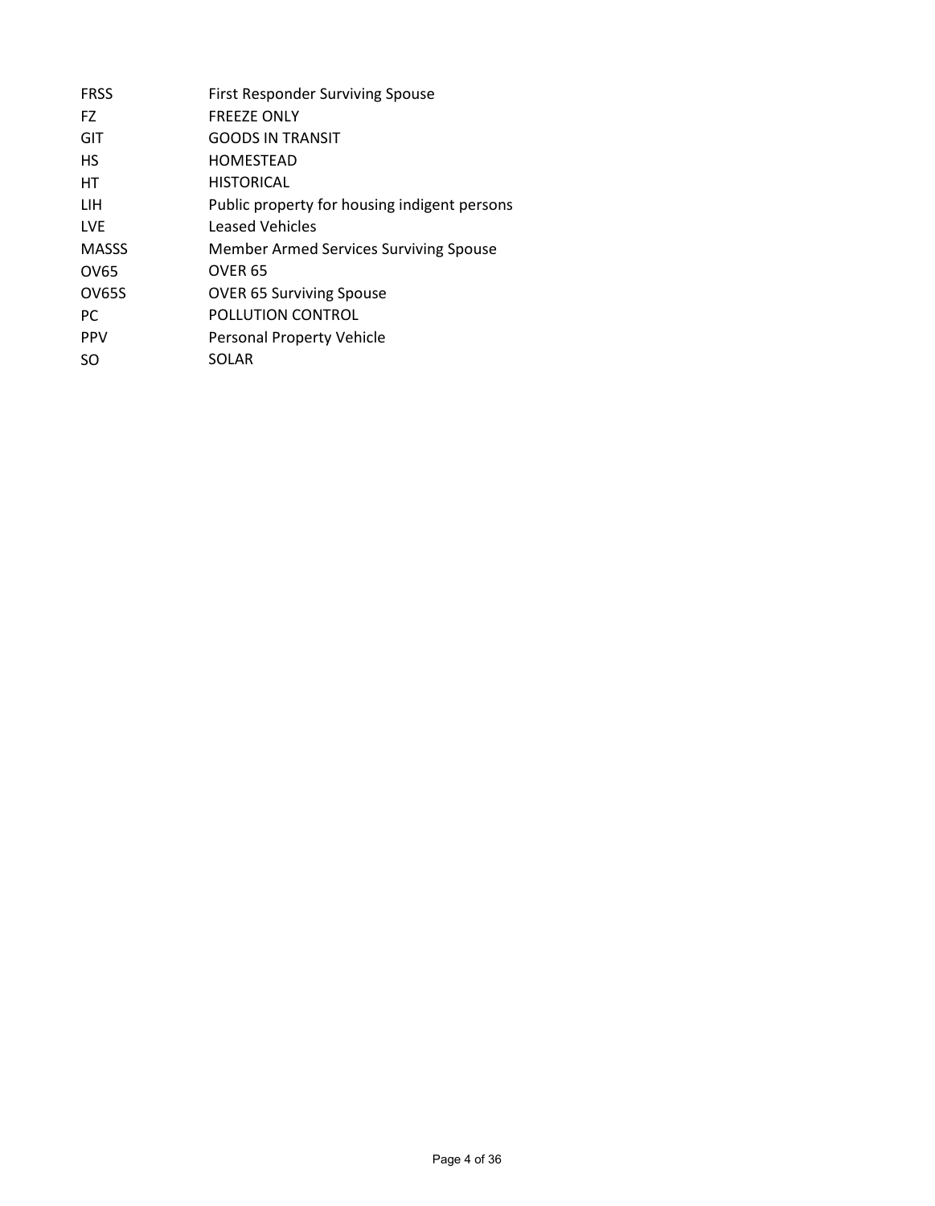| | |
|---|---|
| FRSS | First Responder Surviving Spouse |
| FZ | FREEZE ONLY |
| GIT | GOODS IN TRANSIT |
| HS | HOMESTEAD |
| HT | HISTORICAL |
| LIH | Public property for housing indigent persons |
| LVE | Leased Vehicles |
| MASSS | Member Armed Services Surviving Spouse |
| OV65 | OVER 65 |
| OV65S | OVER 65 Surviving Spouse |
| PC | POLLUTION CONTROL |
| PPV | Personal Property Vehicle |
| SO | SOLAR |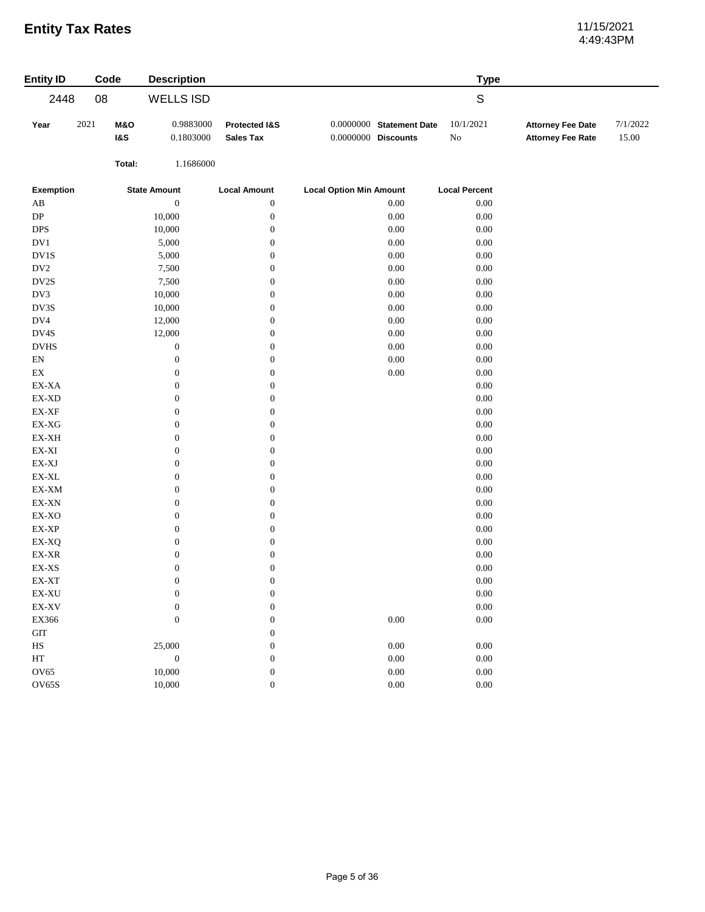# Entity Tax Rates

11/15/2021
4:49:43PM

| Entity ID | Code | Description | Type |
|---|---|---|---|
| 2448 | 08 | WELLS ISD | S |

| Year | 2021 | M&O | 0.9883000 | Protected I&S | 0.0000000 | Statement Date | 10/1/2021 | Attorney Fee Date | 7/1/2022 |
|---|---|---|---|---|---|---|---|---|---|
| | | I&S | 0.1803000 | Sales Tax | 0.0000000 | Discounts | No | Attorney Fee Rate | 15.00 |
| | | Total: | 1.1686000 | | | | | | |

| Exemption | State Amount | Local Amount | Local Option Min Amount | Local Percent |
|---|---|---|---|---|
| AB | 0 | 0 | 0.00 | 0.00 |
| DP | 10,000 | 0 | 0.00 | 0.00 |
| DPS | 10,000 | 0 | 0.00 | 0.00 |
| DV1 | 5,000 | 0 | 0.00 | 0.00 |
| DV1S | 5,000 | 0 | 0.00 | 0.00 |
| DV2 | 7,500 | 0 | 0.00 | 0.00 |
| DV2S | 7,500 | 0 | 0.00 | 0.00 |
| DV3 | 10,000 | 0 | 0.00 | 0.00 |
| DV3S | 10,000 | 0 | 0.00 | 0.00 |
| DV4 | 12,000 | 0 | 0.00 | 0.00 |
| DV4S | 12,000 | 0 | 0.00 | 0.00 |
| DVHS | 0 | 0 | 0.00 | 0.00 |
| EN | 0 | 0 | 0.00 | 0.00 |
| EX | 0 | 0 | 0.00 | 0.00 |
| EX-XA | 0 | 0 | | 0.00 |
| EX-XD | 0 | 0 | | 0.00 |
| EX-XF | 0 | 0 | | 0.00 |
| EX-XG | 0 | 0 | | 0.00 |
| EX-XH | 0 | 0 | | 0.00 |
| EX-XI | 0 | 0 | | 0.00 |
| EX-XJ | 0 | 0 | | 0.00 |
| EX-XL | 0 | 0 | | 0.00 |
| EX-XM | 0 | 0 | | 0.00 |
| EX-XN | 0 | 0 | | 0.00 |
| EX-XO | 0 | 0 | | 0.00 |
| EX-XP | 0 | 0 | | 0.00 |
| EX-XQ | 0 | 0 | | 0.00 |
| EX-XR | 0 | 0 | | 0.00 |
| EX-XS | 0 | 0 | | 0.00 |
| EX-XT | 0 | 0 | | 0.00 |
| EX-XU | 0 | 0 | | 0.00 |
| EX-XV | 0 | 0 | | 0.00 |
| EX366 | 0 | 0 | 0.00 | 0.00 |
| GIT | | 0 | | |
| HS | 25,000 | 0 | 0.00 | 0.00 |
| HT | 0 | 0 | 0.00 | 0.00 |
| OV65 | 10,000 | 0 | 0.00 | 0.00 |
| OV65S | 10,000 | 0 | 0.00 | 0.00 |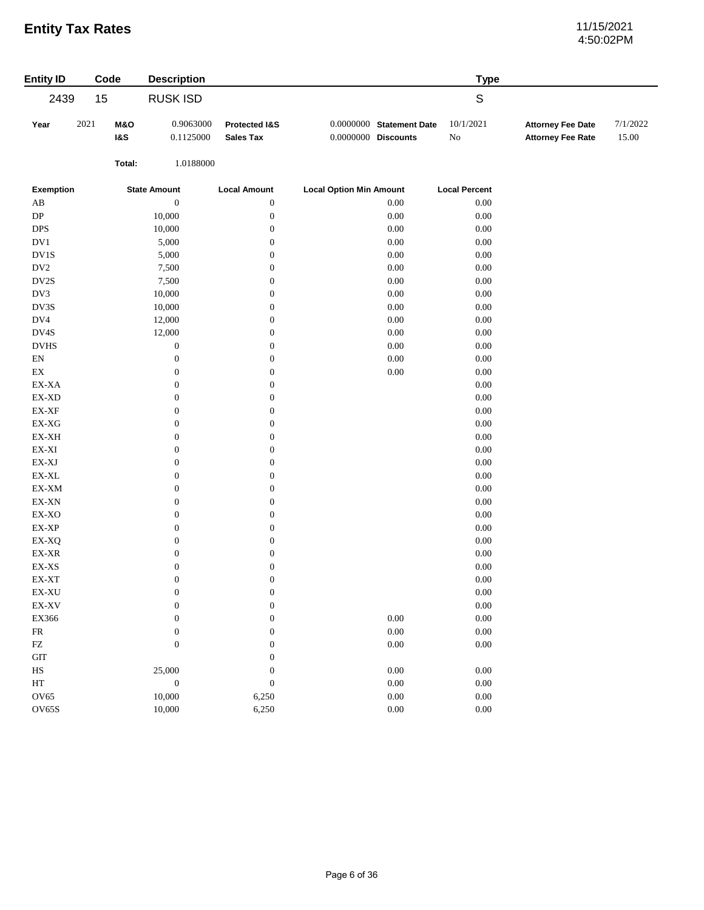# Entity Tax Rates

11/15/2021
4:50:02PM

| Entity ID | Code | Description | Type |
|---|---|---|---|
| 2439 | 15 | RUSK ISD | S |

| Year | 2021 | M&O | 0.9063000 | Protected I&S | 0.0000000 | Statement Date | 10/1/2021 | Attorney Fee Date | 7/1/2022 |
|---|---|---|---|---|---|---|---|---|---|
| | | I&S | 0.1125000 | Sales Tax | 0.0000000 | Discounts | No | Attorney Fee Rate | 15.00 |
| | | Total: | 1.0188000 | | | | | | |

| Exemption | State Amount | Local Amount | Local Option Min Amount | Local Percent |
|---|---|---|---|---|
| AB | 0 | 0 | 0.00 | 0.00 |
| DP | 10,000 | 0 | 0.00 | 0.00 |
| DPS | 10,000 | 0 | 0.00 | 0.00 |
| DV1 | 5,000 | 0 | 0.00 | 0.00 |
| DV1S | 5,000 | 0 | 0.00 | 0.00 |
| DV2 | 7,500 | 0 | 0.00 | 0.00 |
| DV2S | 7,500 | 0 | 0.00 | 0.00 |
| DV3 | 10,000 | 0 | 0.00 | 0.00 |
| DV3S | 10,000 | 0 | 0.00 | 0.00 |
| DV4 | 12,000 | 0 | 0.00 | 0.00 |
| DV4S | 12,000 | 0 | 0.00 | 0.00 |
| DVHS | 0 | 0 | 0.00 | 0.00 |
| EN | 0 | 0 | 0.00 | 0.00 |
| EX | 0 | 0 | 0.00 | 0.00 |
| EX-XA | 0 | 0 | | 0.00 |
| EX-XD | 0 | 0 | | 0.00 |
| EX-XF | 0 | 0 | | 0.00 |
| EX-XG | 0 | 0 | | 0.00 |
| EX-XH | 0 | 0 | | 0.00 |
| EX-XI | 0 | 0 | | 0.00 |
| EX-XJ | 0 | 0 | | 0.00 |
| EX-XL | 0 | 0 | | 0.00 |
| EX-XM | 0 | 0 | | 0.00 |
| EX-XN | 0 | 0 | | 0.00 |
| EX-XO | 0 | 0 | | 0.00 |
| EX-XP | 0 | 0 | | 0.00 |
| EX-XQ | 0 | 0 | | 0.00 |
| EX-XR | 0 | 0 | | 0.00 |
| EX-XS | 0 | 0 | | 0.00 |
| EX-XT | 0 | 0 | | 0.00 |
| EX-XU | 0 | 0 | | 0.00 |
| EX-XV | 0 | 0 | | 0.00 |
| EX366 | 0 | 0 | 0.00 | 0.00 |
| FR | 0 | 0 | 0.00 | 0.00 |
| FZ | 0 | 0 | 0.00 | 0.00 |
| GIT | | 0 | | |
| HS | 25,000 | 0 | 0.00 | 0.00 |
| HT | 0 | 0 | 0.00 | 0.00 |
| OV65 | 10,000 | 6,250 | 0.00 | 0.00 |
| OV65S | 10,000 | 6,250 | 0.00 | 0.00 |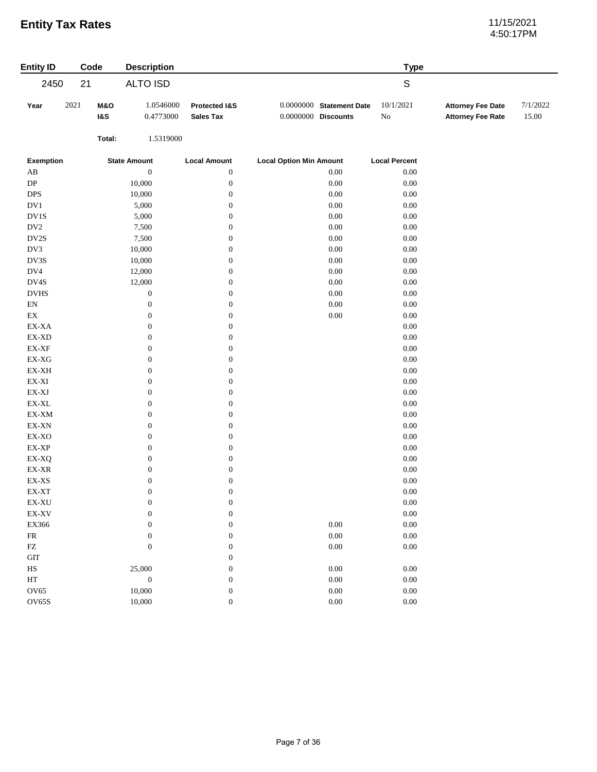# Entity Tax Rates

11/15/2021
4:50:17PM

| Entity ID | Code | Description | Type |
|---|---|---|---|
| 2450 | 21 | ALTO ISD | S |

| Year | 2021 | | |
|---|---|---|---|
| **M&O** | 1.0546000 | **Protected I&S** | 0.0000000 |
| **I&S** | 0.4773000 | **Sales Tax** | 0.0000000 |
| **Total:** | 1.5319000 | | |

| | | | |
|---|---|---|---|
| **Statement Date** | 10/1/2021 | **Attorney Fee Date** | 7/1/2022 |
| **Discounts** | No | **Attorney Fee Rate** | 15.00 |

| Exemption | State Amount | Local Amount | Local Option Min Amount | Local Percent |
|---|---|---|---|---|
| AB | 0 | 0 | 0.00 | 0.00 |
| DP | 10,000 | 0 | 0.00 | 0.00 |
| DPS | 10,000 | 0 | 0.00 | 0.00 |
| DV1 | 5,000 | 0 | 0.00 | 0.00 |
| DV1S | 5,000 | 0 | 0.00 | 0.00 |
| DV2 | 7,500 | 0 | 0.00 | 0.00 |
| DV2S | 7,500 | 0 | 0.00 | 0.00 |
| DV3 | 10,000 | 0 | 0.00 | 0.00 |
| DV3S | 10,000 | 0 | 0.00 | 0.00 |
| DV4 | 12,000 | 0 | 0.00 | 0.00 |
| DV4S | 12,000 | 0 | 0.00 | 0.00 |
| DVHS | 0 | 0 | 0.00 | 0.00 |
| EN | 0 | 0 | 0.00 | 0.00 |
| EX | 0 | 0 | 0.00 | 0.00 |
| EX-XA | 0 | 0 | | 0.00 |
| EX-XD | 0 | 0 | | 0.00 |
| EX-XF | 0 | 0 | | 0.00 |
| EX-XG | 0 | 0 | | 0.00 |
| EX-XH | 0 | 0 | | 0.00 |
| EX-XI | 0 | 0 | | 0.00 |
| EX-XJ | 0 | 0 | | 0.00 |
| EX-XL | 0 | 0 | | 0.00 |
| EX-XM | 0 | 0 | | 0.00 |
| EX-XN | 0 | 0 | | 0.00 |
| EX-XO | 0 | 0 | | 0.00 |
| EX-XP | 0 | 0 | | 0.00 |
| EX-XQ | 0 | 0 | | 0.00 |
| EX-XR | 0 | 0 | | 0.00 |
| EX-XS | 0 | 0 | | 0.00 |
| EX-XT | 0 | 0 | | 0.00 |
| EX-XU | 0 | 0 | | 0.00 |
| EX-XV | 0 | 0 | | 0.00 |
| EX366 | 0 | 0 | 0.00 | 0.00 |
| FR | 0 | 0 | 0.00 | 0.00 |
| FZ | 0 | 0 | 0.00 | 0.00 |
| GIT | | 0 | | |
| HS | 25,000 | 0 | 0.00 | 0.00 |
| HT | 0 | 0 | 0.00 | 0.00 |
| OV65 | 10,000 | 0 | 0.00 | 0.00 |
| OV65S | 10,000 | 0 | 0.00 | 0.00 |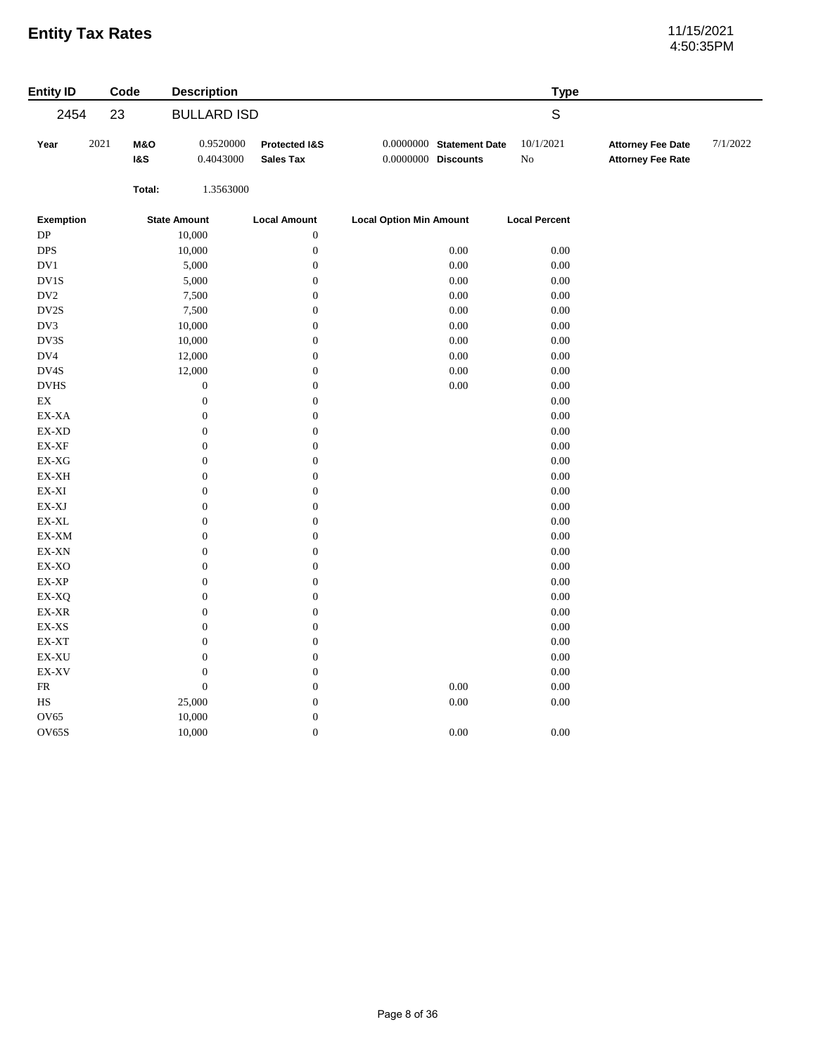# Entity Tax Rates

11/15/2021
4:50:35PM

| Entity ID | Code | Description | Type |
|---|---|---|---|
| 2454 | 23 | BULLARD ISD | S |

| Year | 2021 | | | | | | |
|---|---|---|---|---|---|---|---|
| **M&O** | 0.9520000 | **Protected I&S** | 0.0000000 | **Statement Date** | 10/1/2021 | **Attorney Fee Date** | 7/1/2022 |
| **I&S** | 0.4043000 | **Sales Tax** | 0.0000000 | **Discounts** | No | **Attorney Fee Rate** | |
| **Total:** | 1.3563000 | | | | | | |

| Exemption | State Amount | Local Amount | Local Option Min Amount | Local Percent |
|---|---|---|---|---|
| DP | 10,000 | 0 | | |
| DPS | 10,000 | 0 | 0.00 | 0.00 |
| DV1 | 5,000 | 0 | 0.00 | 0.00 |
| DV1S | 5,000 | 0 | 0.00 | 0.00 |
| DV2 | 7,500 | 0 | 0.00 | 0.00 |
| DV2S | 7,500 | 0 | 0.00 | 0.00 |
| DV3 | 10,000 | 0 | 0.00 | 0.00 |
| DV3S | 10,000 | 0 | 0.00 | 0.00 |
| DV4 | 12,000 | 0 | 0.00 | 0.00 |
| DV4S | 12,000 | 0 | 0.00 | 0.00 |
| DVHS | 0 | 0 | 0.00 | 0.00 |
| EX | 0 | 0 | | 0.00 |
| EX-XA | 0 | 0 | | 0.00 |
| EX-XD | 0 | 0 | | 0.00 |
| EX-XF | 0 | 0 | | 0.00 |
| EX-XG | 0 | 0 | | 0.00 |
| EX-XH | 0 | 0 | | 0.00 |
| EX-XI | 0 | 0 | | 0.00 |
| EX-XJ | 0 | 0 | | 0.00 |
| EX-XL | 0 | 0 | | 0.00 |
| EX-XM | 0 | 0 | | 0.00 |
| EX-XN | 0 | 0 | | 0.00 |
| EX-XO | 0 | 0 | | 0.00 |
| EX-XP | 0 | 0 | | 0.00 |
| EX-XQ | 0 | 0 | | 0.00 |
| EX-XR | 0 | 0 | | 0.00 |
| EX-XS | 0 | 0 | | 0.00 |
| EX-XT | 0 | 0 | | 0.00 |
| EX-XU | 0 | 0 | | 0.00 |
| EX-XV | 0 | 0 | | 0.00 |
| FR | 0 | 0 | 0.00 | 0.00 |
| HS | 25,000 | 0 | 0.00 | 0.00 |
| OV65 | 10,000 | 0 | | |
| OV65S | 10,000 | 0 | 0.00 | 0.00 |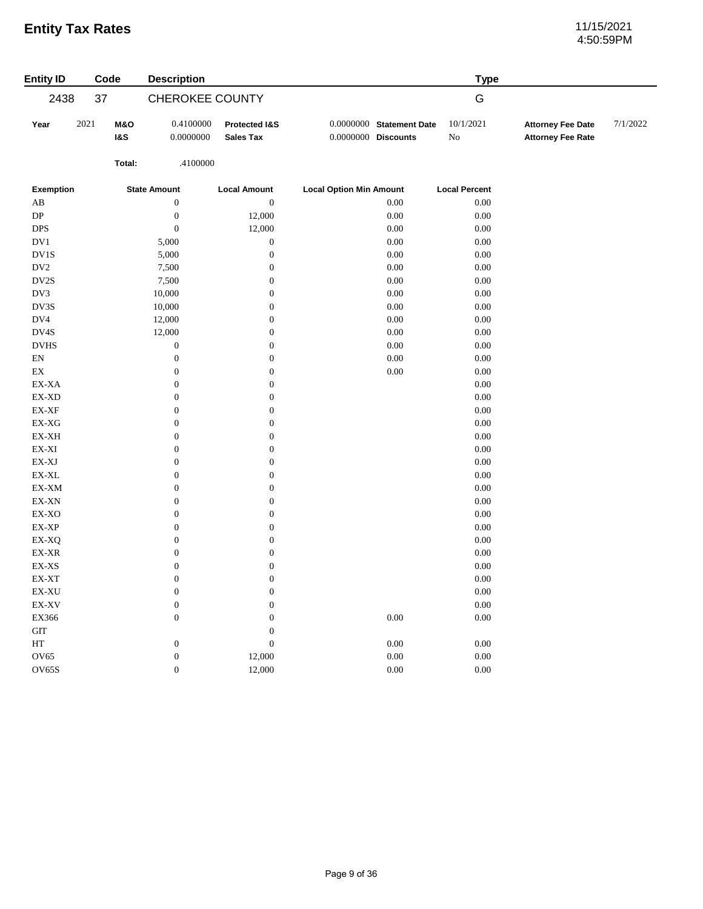# Entity Tax Rates

11/15/2021
4:50:59PM

| Entity ID | Code | Description | Type |
|---|---|---|---|
| 2438 | 37 | CHEROKEE COUNTY | G |

| Year | 2021 | M&O | 0.4100000 | Protected I&S | 0.0000000 | Statement Date | 10/1/2021 | Attorney Fee Date | 7/1/2022 |
|---|---|---|---|---|---|---|---|---|---|
| | | I&S | 0.0000000 | Sales Tax | 0.0000000 | Discounts | No | Attorney Fee Rate | |
| | | Total: | .4100000 | | | | | | |

| Exemption | State Amount | Local Amount | Local Option Min Amount | Local Percent |
|---|---|---|---|---|
| AB | 0 | 0 | 0.00 | 0.00 |
| DP | 0 | 12,000 | 0.00 | 0.00 |
| DPS | 0 | 12,000 | 0.00 | 0.00 |
| DV1 | 5,000 | 0 | 0.00 | 0.00 |
| DV1S | 5,000 | 0 | 0.00 | 0.00 |
| DV2 | 7,500 | 0 | 0.00 | 0.00 |
| DV2S | 7,500 | 0 | 0.00 | 0.00 |
| DV3 | 10,000 | 0 | 0.00 | 0.00 |
| DV3S | 10,000 | 0 | 0.00 | 0.00 |
| DV4 | 12,000 | 0 | 0.00 | 0.00 |
| DV4S | 12,000 | 0 | 0.00 | 0.00 |
| DVHS | 0 | 0 | 0.00 | 0.00 |
| EN | 0 | 0 | 0.00 | 0.00 |
| EX | 0 | 0 | 0.00 | 0.00 |
| EX-XA | 0 | 0 | | 0.00 |
| EX-XD | 0 | 0 | | 0.00 |
| EX-XF | 0 | 0 | | 0.00 |
| EX-XG | 0 | 0 | | 0.00 |
| EX-XH | 0 | 0 | | 0.00 |
| EX-XI | 0 | 0 | | 0.00 |
| EX-XJ | 0 | 0 | | 0.00 |
| EX-XL | 0 | 0 | | 0.00 |
| EX-XM | 0 | 0 | | 0.00 |
| EX-XN | 0 | 0 | | 0.00 |
| EX-XO | 0 | 0 | | 0.00 |
| EX-XP | 0 | 0 | | 0.00 |
| EX-XQ | 0 | 0 | | 0.00 |
| EX-XR | 0 | 0 | | 0.00 |
| EX-XS | 0 | 0 | | 0.00 |
| EX-XT | 0 | 0 | | 0.00 |
| EX-XU | 0 | 0 | | 0.00 |
| EX-XV | 0 | 0 | | 0.00 |
| EX366 | 0 | 0 | 0.00 | 0.00 |
| GIT | | 0 | | |
| HT | 0 | 0 | 0.00 | 0.00 |
| OV65 | 0 | 12,000 | 0.00 | 0.00 |
| OV65S | 0 | 12,000 | 0.00 | 0.00 |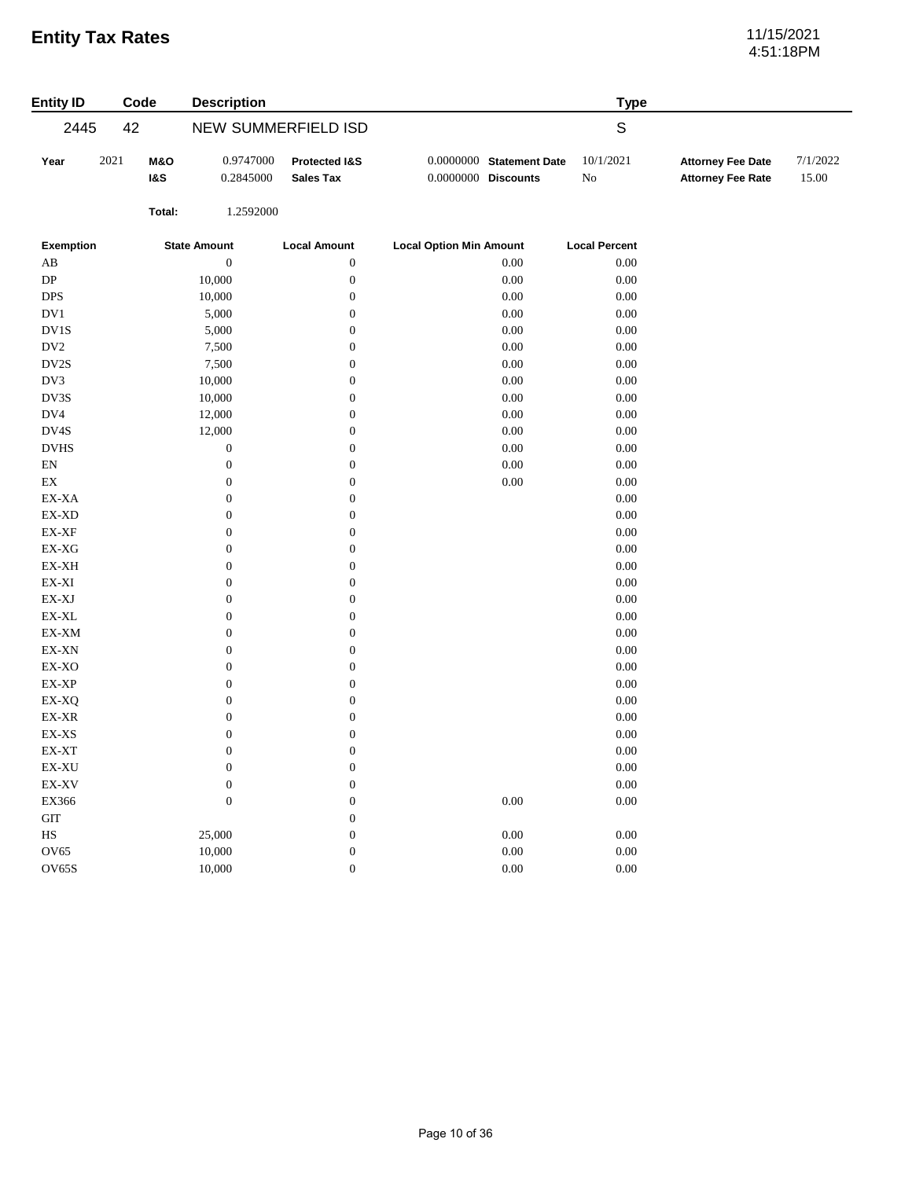# Entity Tax Rates

11/15/2021
4:51:18PM

| Entity ID | Code | Description | Type |
|---|---|---|---|
| 2445 | 42 | NEW SUMMERFIELD ISD | S |

| Year | 2021 | **M&O** | 0.9747000 | **Protected I&S** | 0.0000000 | **Statement Date** | 10/1/2021 | **Attorney Fee Date** | 7/1/2022 |
|---|---|---|---|---|---|---|---|---|---|
| | | **I&S** | 0.2845000 | **Sales Tax** | 0.0000000 | **Discounts** | No | **Attorney Fee Rate** | 15.00 |
| | | **Total:** | 1.2592000 | | | | | | |

| Exemption | State Amount | Local Amount | Local Option Min Amount | Local Percent |
|---|---|---|---|---|
| AB | 0 | 0 | 0.00 | 0.00 |
| DP | 10,000 | 0 | 0.00 | 0.00 |
| DPS | 10,000 | 0 | 0.00 | 0.00 |
| DV1 | 5,000 | 0 | 0.00 | 0.00 |
| DV1S | 5,000 | 0 | 0.00 | 0.00 |
| DV2 | 7,500 | 0 | 0.00 | 0.00 |
| DV2S | 7,500 | 0 | 0.00 | 0.00 |
| DV3 | 10,000 | 0 | 0.00 | 0.00 |
| DV3S | 10,000 | 0 | 0.00 | 0.00 |
| DV4 | 12,000 | 0 | 0.00 | 0.00 |
| DV4S | 12,000 | 0 | 0.00 | 0.00 |
| DVHS | 0 | 0 | 0.00 | 0.00 |
| EN | 0 | 0 | 0.00 | 0.00 |
| EX | 0 | 0 | 0.00 | 0.00 |
| EX-XA | 0 | 0 | | 0.00 |
| EX-XD | 0 | 0 | | 0.00 |
| EX-XF | 0 | 0 | | 0.00 |
| EX-XG | 0 | 0 | | 0.00 |
| EX-XH | 0 | 0 | | 0.00 |
| EX-XI | 0 | 0 | | 0.00 |
| EX-XJ | 0 | 0 | | 0.00 |
| EX-XL | 0 | 0 | | 0.00 |
| EX-XM | 0 | 0 | | 0.00 |
| EX-XN | 0 | 0 | | 0.00 |
| EX-XO | 0 | 0 | | 0.00 |
| EX-XP | 0 | 0 | | 0.00 |
| EX-XQ | 0 | 0 | | 0.00 |
| EX-XR | 0 | 0 | | 0.00 |
| EX-XS | 0 | 0 | | 0.00 |
| EX-XT | 0 | 0 | | 0.00 |
| EX-XU | 0 | 0 | | 0.00 |
| EX-XV | 0 | 0 | | 0.00 |
| EX366 | 0 | 0 | 0.00 | 0.00 |
| GIT | | 0 | | |
| HS | 25,000 | 0 | 0.00 | 0.00 |
| OV65 | 10,000 | 0 | 0.00 | 0.00 |
| OV65S | 10,000 | 0 | 0.00 | 0.00 |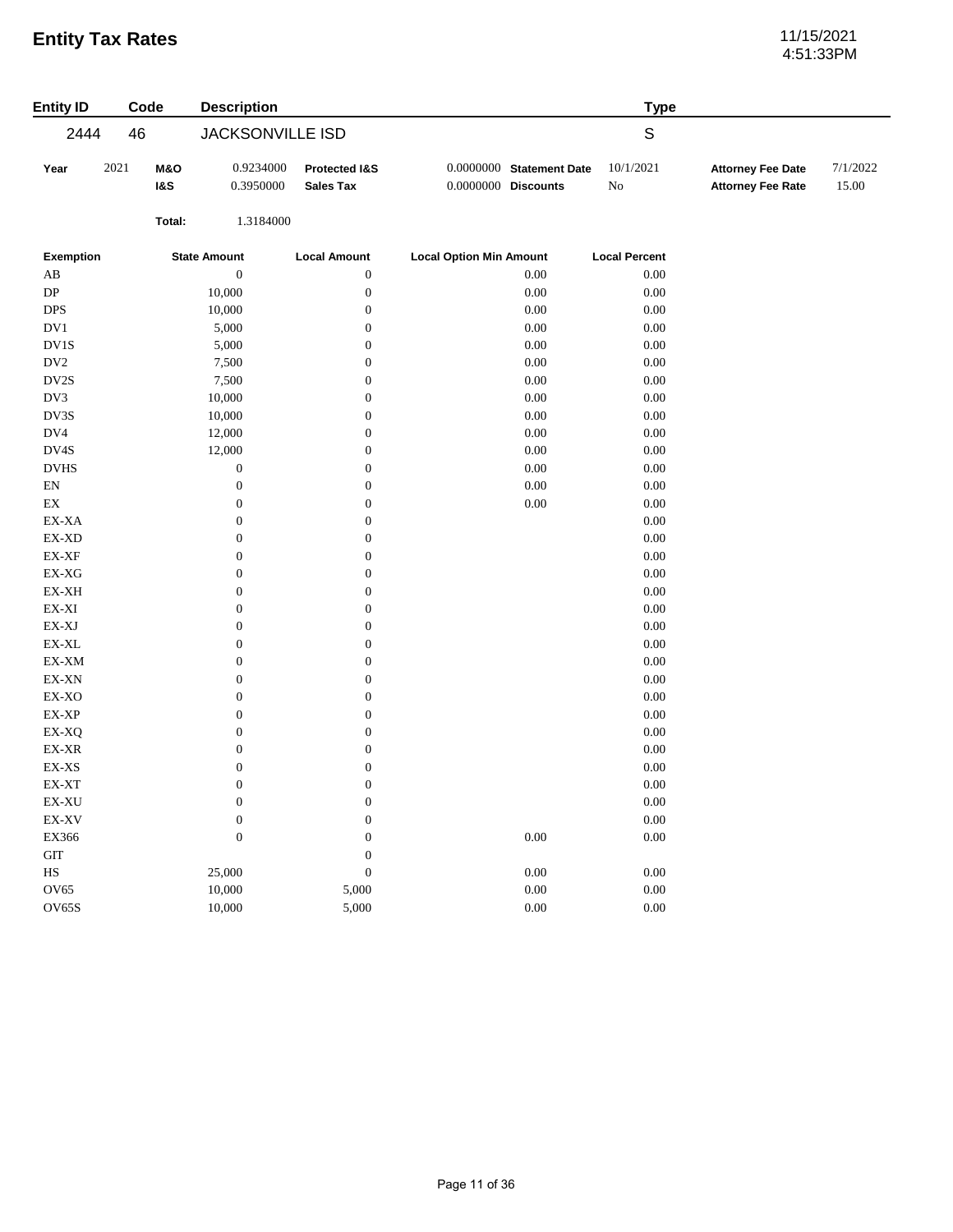# Entity Tax Rates

11/15/2021
4:51:33PM

| Entity ID | Code | Description | Type |
|---|---|---|---|
| 2444 | 46 | JACKSONVILLE ISD | S |

| Year | 2021 | M&O | 0.9234000 | Protected I&S | 0.0000000 | Statement Date | 10/1/2021 | Attorney Fee Date | 7/1/2022 |
|---|---|---|---|---|---|---|---|---|---|
| | | I&S | 0.3950000 | Sales Tax | 0.0000000 | Discounts | No | Attorney Fee Rate | 15.00 |
| | | Total: | 1.3184000 | | | | | | |

| Exemption | State Amount | Local Amount | Local Option Min Amount | Local Percent |
|---|---|---|---|---|
| AB | 0 | 0 | 0.00 | 0.00 |
| DP | 10,000 | 0 | 0.00 | 0.00 |
| DPS | 10,000 | 0 | 0.00 | 0.00 |
| DV1 | 5,000 | 0 | 0.00 | 0.00 |
| DV1S | 5,000 | 0 | 0.00 | 0.00 |
| DV2 | 7,500 | 0 | 0.00 | 0.00 |
| DV2S | 7,500 | 0 | 0.00 | 0.00 |
| DV3 | 10,000 | 0 | 0.00 | 0.00 |
| DV3S | 10,000 | 0 | 0.00 | 0.00 |
| DV4 | 12,000 | 0 | 0.00 | 0.00 |
| DV4S | 12,000 | 0 | 0.00 | 0.00 |
| DVHS | 0 | 0 | 0.00 | 0.00 |
| EN | 0 | 0 | 0.00 | 0.00 |
| EX | 0 | 0 | 0.00 | 0.00 |
| EX-XA | 0 | 0 | | 0.00 |
| EX-XD | 0 | 0 | | 0.00 |
| EX-XF | 0 | 0 | | 0.00 |
| EX-XG | 0 | 0 | | 0.00 |
| EX-XH | 0 | 0 | | 0.00 |
| EX-XI | 0 | 0 | | 0.00 |
| EX-XJ | 0 | 0 | | 0.00 |
| EX-XL | 0 | 0 | | 0.00 |
| EX-XM | 0 | 0 | | 0.00 |
| EX-XN | 0 | 0 | | 0.00 |
| EX-XO | 0 | 0 | | 0.00 |
| EX-XP | 0 | 0 | | 0.00 |
| EX-XQ | 0 | 0 | | 0.00 |
| EX-XR | 0 | 0 | | 0.00 |
| EX-XS | 0 | 0 | | 0.00 |
| EX-XT | 0 | 0 | | 0.00 |
| EX-XU | 0 | 0 | | 0.00 |
| EX-XV | 0 | 0 | | 0.00 |
| EX366 | 0 | 0 | 0.00 | 0.00 |
| GIT | | 0 | | |
| HS | 25,000 | 0 | 0.00 | 0.00 |
| OV65 | 10,000 | 5,000 | 0.00 | 0.00 |
| OV65S | 10,000 | 5,000 | 0.00 | 0.00 |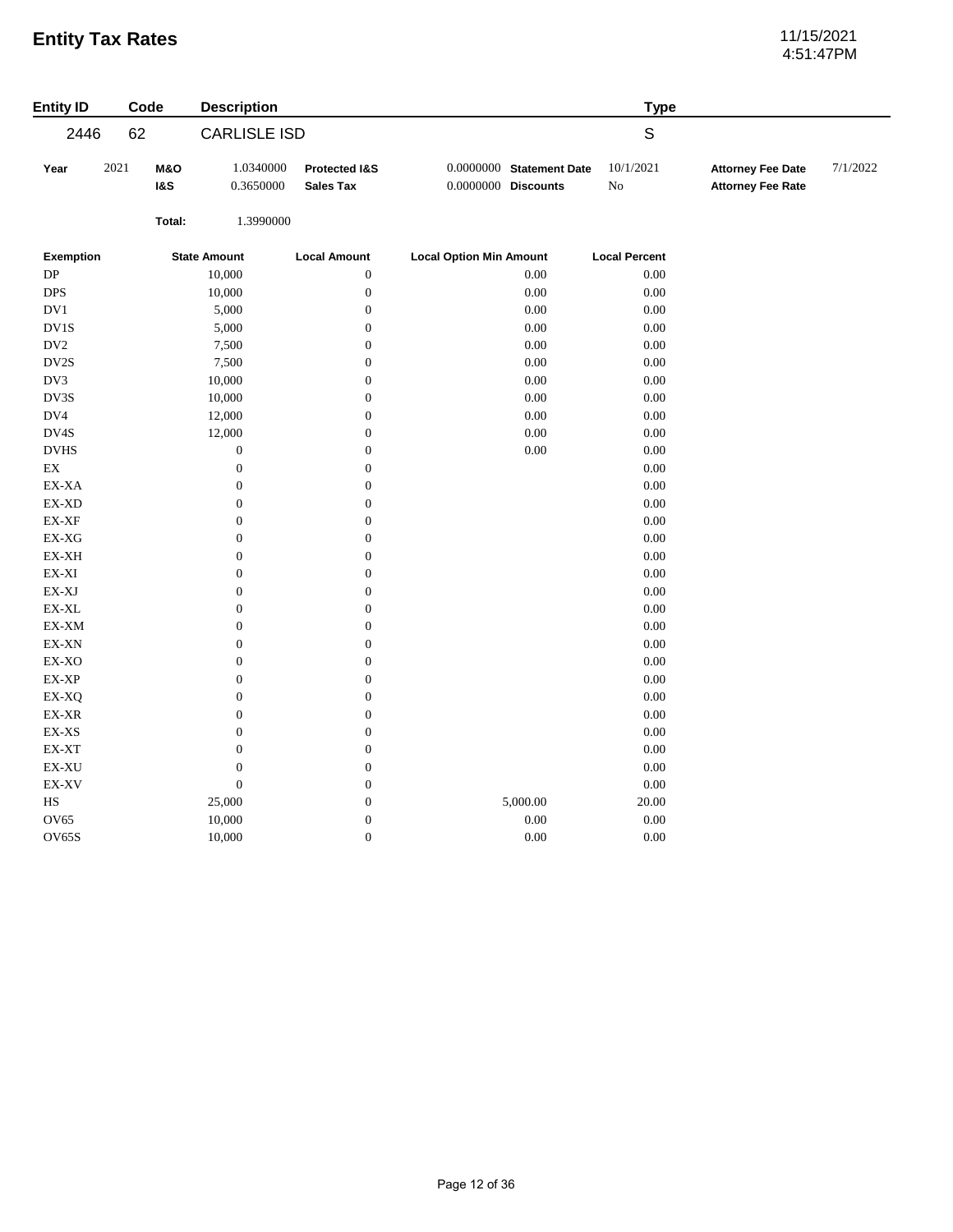# Entity Tax Rates

11/15/2021
4:51:47PM

| Entity ID | Code | Description | Type |
|---|---|---|---|
| 2446 | 62 | CARLISLE ISD | S |

| | | | | | | | | | |
|---|---|---|---|---|---|---|---|---|---|
| **Year** | 2021 | **M&O** | 1.0340000 | **Protected I&S** | 0.0000000 | **Statement Date** | 10/1/2021 | **Attorney Fee Date** | 7/1/2022 |
| | | **I&S** | 0.3650000 | **Sales Tax** | 0.0000000 | **Discounts** | No | **Attorney Fee Rate** | |
| | | **Total:** | 1.3990000 | | | | | | |

| Exemption | State Amount | Local Amount | Local Option Min Amount | Local Percent |
|---|---|---|---|---|
| DP | 10,000 | 0 | 0.00 | 0.00 |
| DPS | 10,000 | 0 | 0.00 | 0.00 |
| DV1 | 5,000 | 0 | 0.00 | 0.00 |
| DV1S | 5,000 | 0 | 0.00 | 0.00 |
| DV2 | 7,500 | 0 | 0.00 | 0.00 |
| DV2S | 7,500 | 0 | 0.00 | 0.00 |
| DV3 | 10,000 | 0 | 0.00 | 0.00 |
| DV3S | 10,000 | 0 | 0.00 | 0.00 |
| DV4 | 12,000 | 0 | 0.00 | 0.00 |
| DV4S | 12,000 | 0 | 0.00 | 0.00 |
| DVHS | 0 | 0 | 0.00 | 0.00 |
| EX | 0 | 0 | | 0.00 |
| EX-XA | 0 | 0 | | 0.00 |
| EX-XD | 0 | 0 | | 0.00 |
| EX-XF | 0 | 0 | | 0.00 |
| EX-XG | 0 | 0 | | 0.00 |
| EX-XH | 0 | 0 | | 0.00 |
| EX-XI | 0 | 0 | | 0.00 |
| EX-XJ | 0 | 0 | | 0.00 |
| EX-XL | 0 | 0 | | 0.00 |
| EX-XM | 0 | 0 | | 0.00 |
| EX-XN | 0 | 0 | | 0.00 |
| EX-XO | 0 | 0 | | 0.00 |
| EX-XP | 0 | 0 | | 0.00 |
| EX-XQ | 0 | 0 | | 0.00 |
| EX-XR | 0 | 0 | | 0.00 |
| EX-XS | 0 | 0 | | 0.00 |
| EX-XT | 0 | 0 | | 0.00 |
| EX-XU | 0 | 0 | | 0.00 |
| EX-XV | 0 | 0 | | 0.00 |
| HS | 25,000 | 0 | 5,000.00 | 20.00 |
| OV65 | 10,000 | 0 | 0.00 | 0.00 |
| OV65S | 10,000 | 0 | 0.00 | 0.00 |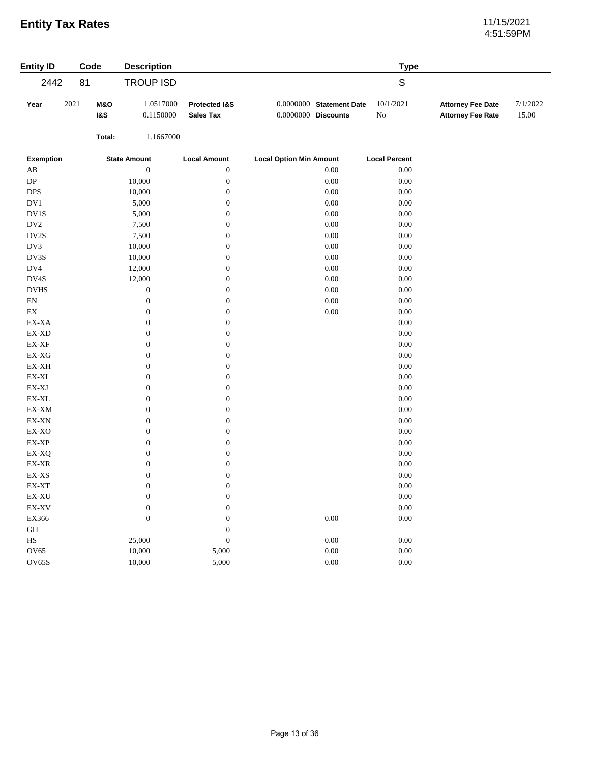# Entity Tax Rates

11/15/2021
4:51:59PM

| Entity ID | Code | Description | Type |
|---|---|---|---|
| 2442 | 81 | TROUP ISD | S |

| Year | 2021 | M&O | 1.0517000 | Protected I&S | 0.0000000 | Statement Date | 10/1/2021 | Attorney Fee Date | 7/1/2022 |
|---|---|---|---|---|---|---|---|---|---|
| | | I&S | 0.1150000 | Sales Tax | 0.0000000 | Discounts | No | Attorney Fee Rate | 15.00 |
| | | Total: | 1.1667000 | | | | | | |

| Exemption | State Amount | Local Amount | Local Option Min Amount | Local Percent |
|---|---|---|---|---|
| AB | 0 | 0 | 0.00 | 0.00 |
| DP | 10,000 | 0 | 0.00 | 0.00 |
| DPS | 10,000 | 0 | 0.00 | 0.00 |
| DV1 | 5,000 | 0 | 0.00 | 0.00 |
| DV1S | 5,000 | 0 | 0.00 | 0.00 |
| DV2 | 7,500 | 0 | 0.00 | 0.00 |
| DV2S | 7,500 | 0 | 0.00 | 0.00 |
| DV3 | 10,000 | 0 | 0.00 | 0.00 |
| DV3S | 10,000 | 0 | 0.00 | 0.00 |
| DV4 | 12,000 | 0 | 0.00 | 0.00 |
| DV4S | 12,000 | 0 | 0.00 | 0.00 |
| DVHS | 0 | 0 | 0.00 | 0.00 |
| EN | 0 | 0 | 0.00 | 0.00 |
| EX | 0 | 0 | 0.00 | 0.00 |
| EX-XA | 0 | 0 | | 0.00 |
| EX-XD | 0 | 0 | | 0.00 |
| EX-XF | 0 | 0 | | 0.00 |
| EX-XG | 0 | 0 | | 0.00 |
| EX-XH | 0 | 0 | | 0.00 |
| EX-XI | 0 | 0 | | 0.00 |
| EX-XJ | 0 | 0 | | 0.00 |
| EX-XL | 0 | 0 | | 0.00 |
| EX-XM | 0 | 0 | | 0.00 |
| EX-XN | 0 | 0 | | 0.00 |
| EX-XO | 0 | 0 | | 0.00 |
| EX-XP | 0 | 0 | | 0.00 |
| EX-XQ | 0 | 0 | | 0.00 |
| EX-XR | 0 | 0 | | 0.00 |
| EX-XS | 0 | 0 | | 0.00 |
| EX-XT | 0 | 0 | | 0.00 |
| EX-XU | 0 | 0 | | 0.00 |
| EX-XV | 0 | 0 | | 0.00 |
| EX366 | 0 | 0 | 0.00 | 0.00 |
| GIT | | 0 | | |
| HS | 25,000 | 0 | 0.00 | 0.00 |
| OV65 | 10,000 | 5,000 | 0.00 | 0.00 |
| OV65S | 10,000 | 5,000 | 0.00 | 0.00 |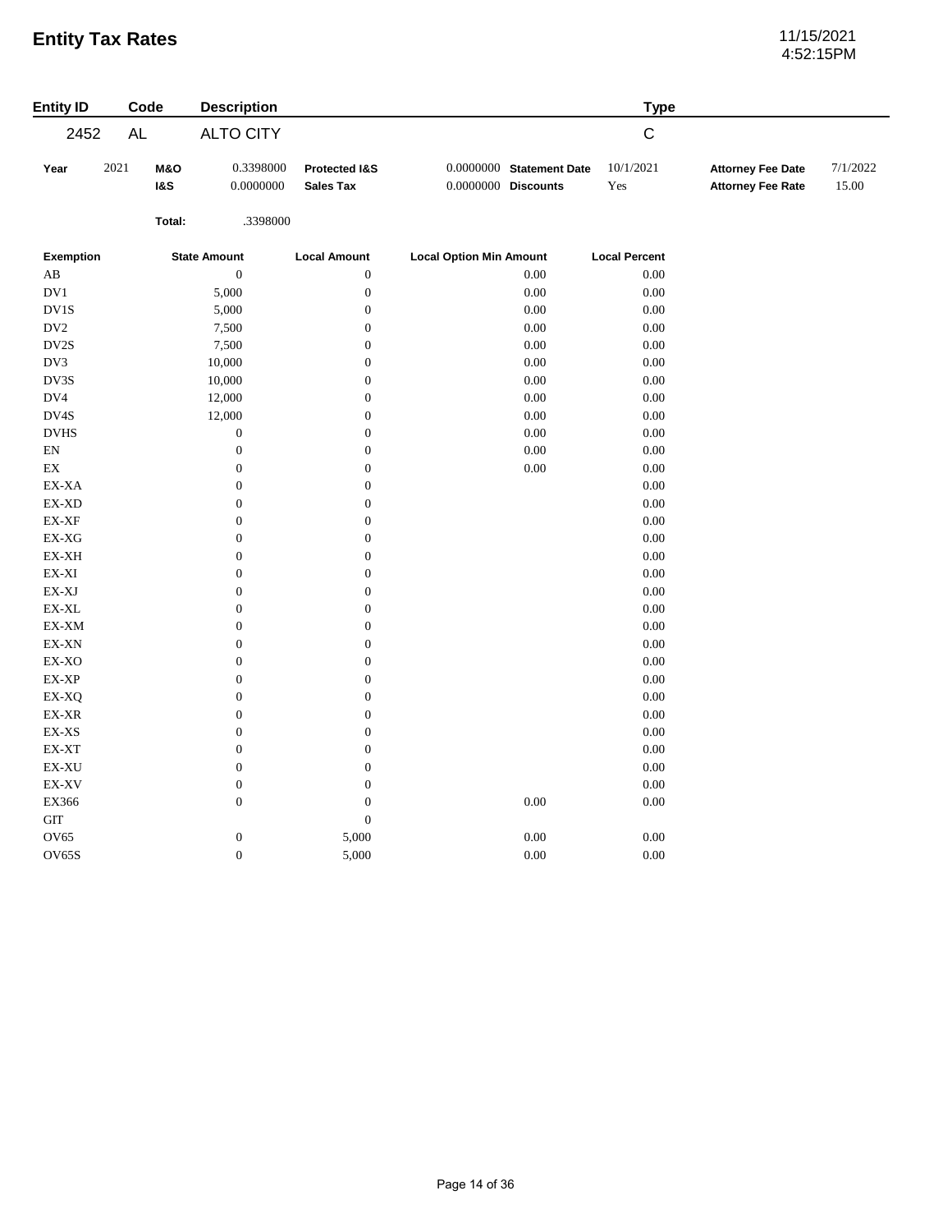# Entity Tax Rates

11/15/2021
4:52:15PM

| Entity ID | Code | Description | Type |
|---|---|---|---|
| 2452 | AL | ALTO CITY | C |

| Year | 2021 | M&O | 0.3398000 | Protected I&S | 0.0000000 | Statement Date | 10/1/2021 | Attorney Fee Date | 7/1/2022 |
|---|---|---|---|---|---|---|---|---|---|
| | | I&S | 0.0000000 | Sales Tax | 0.0000000 | Discounts | Yes | Attorney Fee Rate | 15.00 |
| | | Total: | .3398000 | | | | | | |

| Exemption | State Amount | Local Amount | Local Option Min Amount | Local Percent |
|---|---|---|---|---|
| AB | 0 | 0 | 0.00 | 0.00 |
| DV1 | 5,000 | 0 | 0.00 | 0.00 |
| DV1S | 5,000 | 0 | 0.00 | 0.00 |
| DV2 | 7,500 | 0 | 0.00 | 0.00 |
| DV2S | 7,500 | 0 | 0.00 | 0.00 |
| DV3 | 10,000 | 0 | 0.00 | 0.00 |
| DV3S | 10,000 | 0 | 0.00 | 0.00 |
| DV4 | 12,000 | 0 | 0.00 | 0.00 |
| DV4S | 12,000 | 0 | 0.00 | 0.00 |
| DVHS | 0 | 0 | 0.00 | 0.00 |
| EN | 0 | 0 | 0.00 | 0.00 |
| EX | 0 | 0 | 0.00 | 0.00 |
| EX-XA | 0 | 0 | | 0.00 |
| EX-XD | 0 | 0 | | 0.00 |
| EX-XF | 0 | 0 | | 0.00 |
| EX-XG | 0 | 0 | | 0.00 |
| EX-XH | 0 | 0 | | 0.00 |
| EX-XI | 0 | 0 | | 0.00 |
| EX-XJ | 0 | 0 | | 0.00 |
| EX-XL | 0 | 0 | | 0.00 |
| EX-XM | 0 | 0 | | 0.00 |
| EX-XN | 0 | 0 | | 0.00 |
| EX-XO | 0 | 0 | | 0.00 |
| EX-XP | 0 | 0 | | 0.00 |
| EX-XQ | 0 | 0 | | 0.00 |
| EX-XR | 0 | 0 | | 0.00 |
| EX-XS | 0 | 0 | | 0.00 |
| EX-XT | 0 | 0 | | 0.00 |
| EX-XU | 0 | 0 | | 0.00 |
| EX-XV | 0 | 0 | | 0.00 |
| EX366 | 0 | 0 | 0.00 | 0.00 |
| GIT | | 0 | | |
| OV65 | 0 | 5,000 | 0.00 | 0.00 |
| OV65S | 0 | 5,000 | 0.00 | 0.00 |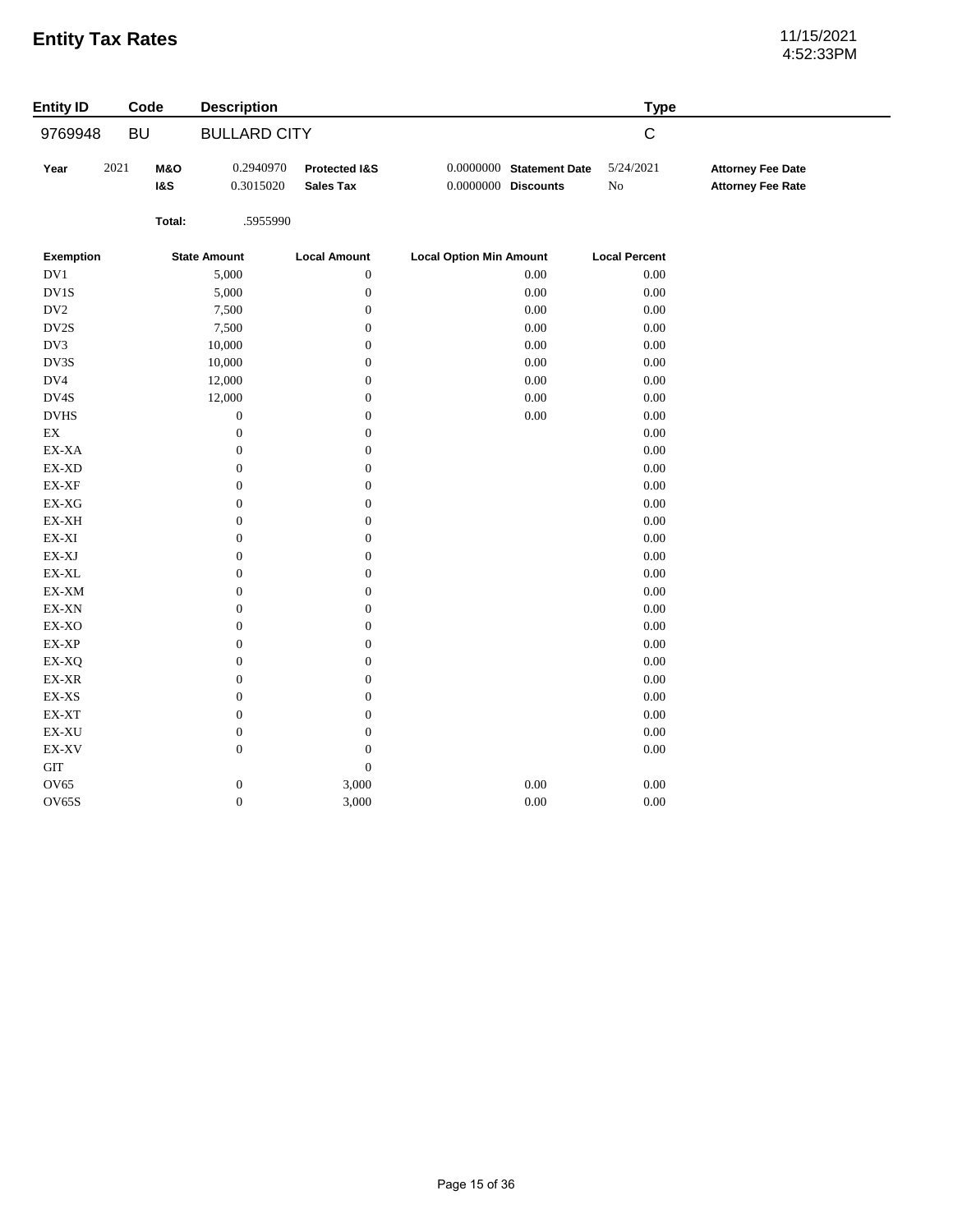# Entity Tax Rates

11/15/2021
4:52:33PM

| Entity ID | Code | Description | Type |
|---|---|---|---|
| 9769948 | BU | BULLARD CITY | C |

| Year | 2021 | M&O | 0.2940970 | Protected I&S | 0.0000000 | Statement Date | 5/24/2021 | Attorney Fee Date |
|---|---|---|---|---|---|---|---|---|
| | | I&S | 0.3015020 | Sales Tax | 0.0000000 | Discounts | No | Attorney Fee Rate |
| | | Total: | .5955990 | | | | | |

| Exemption | State Amount | Local Amount | Local Option Min Amount | Local Percent |
|---|---|---|---|---|
| DV1 | 5,000 | 0 | 0.00 | 0.00 |
| DV1S | 5,000 | 0 | 0.00 | 0.00 |
| DV2 | 7,500 | 0 | 0.00 | 0.00 |
| DV2S | 7,500 | 0 | 0.00 | 0.00 |
| DV3 | 10,000 | 0 | 0.00 | 0.00 |
| DV3S | 10,000 | 0 | 0.00 | 0.00 |
| DV4 | 12,000 | 0 | 0.00 | 0.00 |
| DV4S | 12,000 | 0 | 0.00 | 0.00 |
| DVHS | 0 | 0 | 0.00 | 0.00 |
| EX | 0 | 0 | | 0.00 |
| EX-XA | 0 | 0 | | 0.00 |
| EX-XD | 0 | 0 | | 0.00 |
| EX-XF | 0 | 0 | | 0.00 |
| EX-XG | 0 | 0 | | 0.00 |
| EX-XH | 0 | 0 | | 0.00 |
| EX-XI | 0 | 0 | | 0.00 |
| EX-XJ | 0 | 0 | | 0.00 |
| EX-XL | 0 | 0 | | 0.00 |
| EX-XM | 0 | 0 | | 0.00 |
| EX-XN | 0 | 0 | | 0.00 |
| EX-XO | 0 | 0 | | 0.00 |
| EX-XP | 0 | 0 | | 0.00 |
| EX-XQ | 0 | 0 | | 0.00 |
| EX-XR | 0 | 0 | | 0.00 |
| EX-XS | 0 | 0 | | 0.00 |
| EX-XT | 0 | 0 | | 0.00 |
| EX-XU | 0 | 0 | | 0.00 |
| EX-XV | 0 | 0 | | 0.00 |
| GIT | | 0 | | |
| OV65 | 0 | 3,000 | 0.00 | 0.00 |
| OV65S | 0 | 3,000 | 0.00 | 0.00 |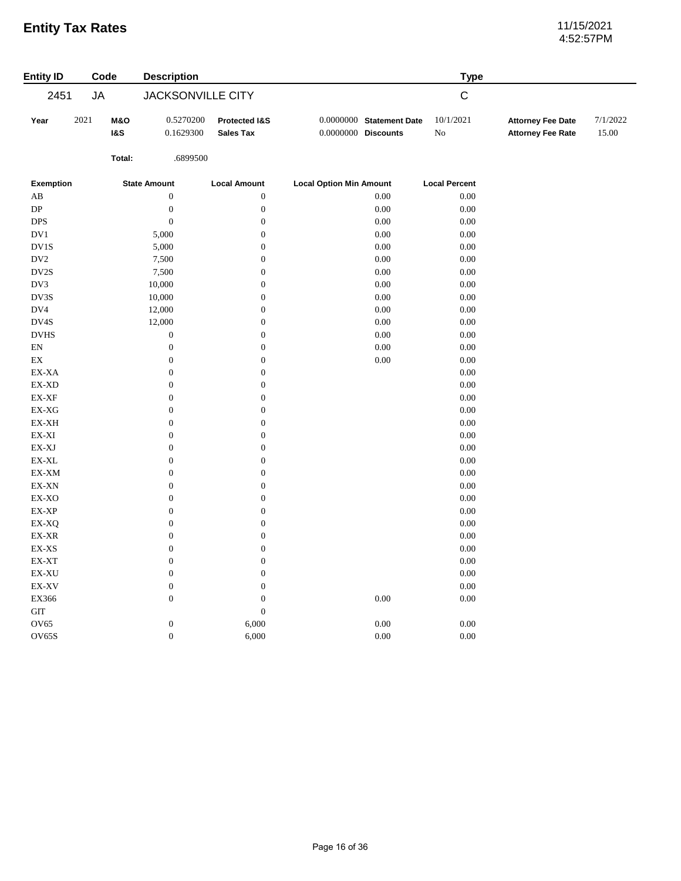# Entity Tax Rates

11/15/2021
4:52:57PM

| Entity ID | Code | Description | Type |
|---|---|---|---|
| 2451 | JA | JACKSONVILLE CITY | C |

| Year | 2021 | **M&O** | 0.5270200 | **Protected I&S** | 0.0000000 | **Statement Date** | 10/1/2021 | **Attorney Fee Date** | 7/1/2022 |
|---|---|---|---|---|---|---|---|---|---|
| | | **I&S** | 0.1629300 | **Sales Tax** | 0.0000000 | **Discounts** | No | **Attorney Fee Rate** | 15.00 |
| | | **Total:** | .6899500 | | | | | | |

| Exemption | State Amount | Local Amount | Local Option Min Amount | Local Percent |
|---|---|---|---|---|
| AB | 0 | 0 | 0.00 | 0.00 |
| DP | 0 | 0 | 0.00 | 0.00 |
| DPS | 0 | 0 | 0.00 | 0.00 |
| DV1 | 5,000 | 0 | 0.00 | 0.00 |
| DV1S | 5,000 | 0 | 0.00 | 0.00 |
| DV2 | 7,500 | 0 | 0.00 | 0.00 |
| DV2S | 7,500 | 0 | 0.00 | 0.00 |
| DV3 | 10,000 | 0 | 0.00 | 0.00 |
| DV3S | 10,000 | 0 | 0.00 | 0.00 |
| DV4 | 12,000 | 0 | 0.00 | 0.00 |
| DV4S | 12,000 | 0 | 0.00 | 0.00 |
| DVHS | 0 | 0 | 0.00 | 0.00 |
| EN | 0 | 0 | 0.00 | 0.00 |
| EX | 0 | 0 | 0.00 | 0.00 |
| EX-XA | 0 | 0 | | 0.00 |
| EX-XD | 0 | 0 | | 0.00 |
| EX-XF | 0 | 0 | | 0.00 |
| EX-XG | 0 | 0 | | 0.00 |
| EX-XH | 0 | 0 | | 0.00 |
| EX-XI | 0 | 0 | | 0.00 |
| EX-XJ | 0 | 0 | | 0.00 |
| EX-XL | 0 | 0 | | 0.00 |
| EX-XM | 0 | 0 | | 0.00 |
| EX-XN | 0 | 0 | | 0.00 |
| EX-XO | 0 | 0 | | 0.00 |
| EX-XP | 0 | 0 | | 0.00 |
| EX-XQ | 0 | 0 | | 0.00 |
| EX-XR | 0 | 0 | | 0.00 |
| EX-XS | 0 | 0 | | 0.00 |
| EX-XT | 0 | 0 | | 0.00 |
| EX-XU | 0 | 0 | | 0.00 |
| EX-XV | 0 | 0 | | 0.00 |
| EX366 | 0 | 0 | 0.00 | 0.00 |
| GIT | | 0 | | |
| OV65 | 0 | 6,000 | 0.00 | 0.00 |
| OV65S | 0 | 6,000 | 0.00 | 0.00 |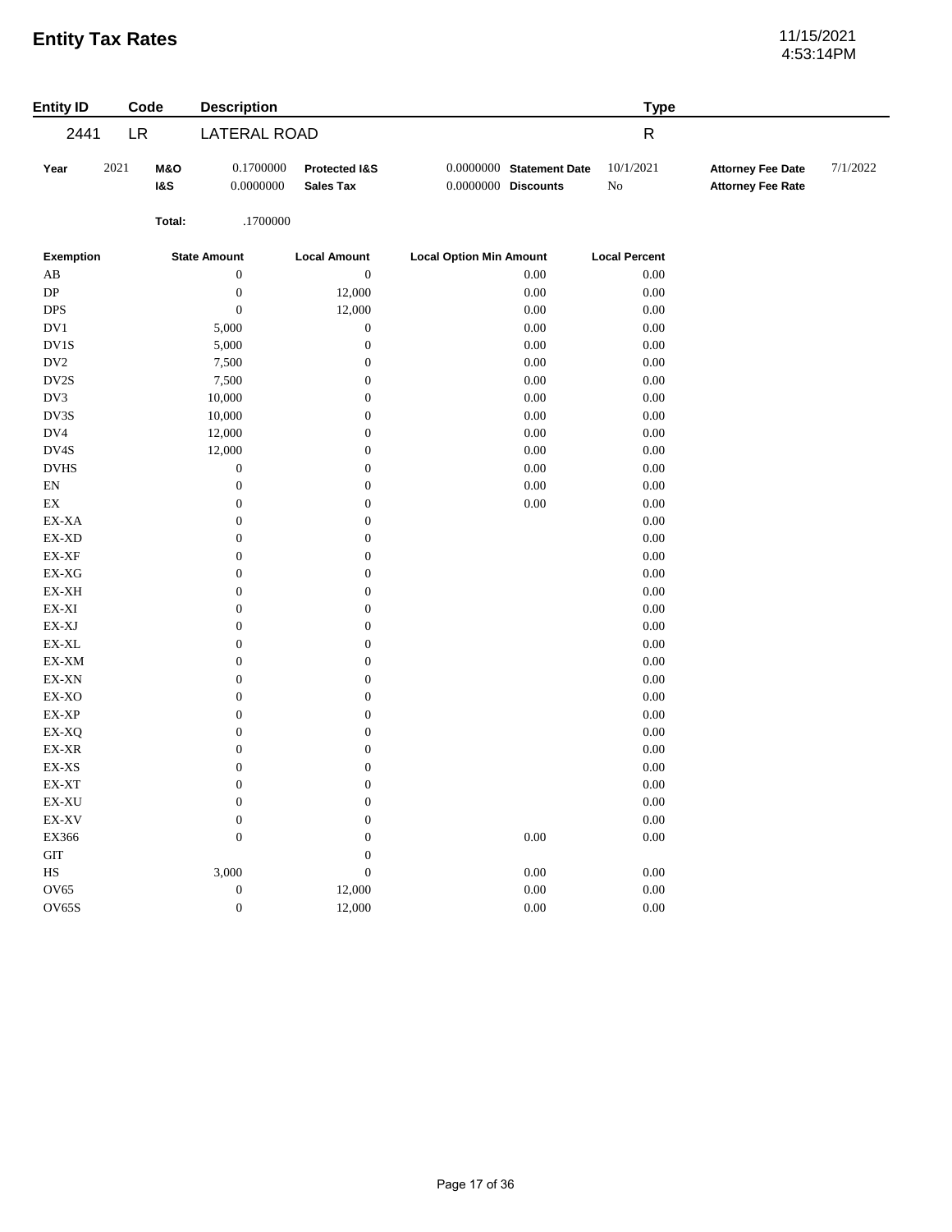# Entity Tax Rates

11/15/2021
4:53:14PM

| Entity ID | Code | Description | Type |
|---|---|---|---|
| 2441 | LR | LATERAL ROAD | R |

| Year | 2021 | M&O | 0.1700000 | Protected I&S | 0.0000000 | Statement Date | 10/1/2021 | Attorney Fee Date | 7/1/2022 |
|---|---|---|---|---|---|---|---|---|---|
| | | I&S | 0.0000000 | Sales Tax | 0.0000000 | Discounts | No | Attorney Fee Rate | |
| | | Total: | .1700000 | | | | | | |

| Exemption | State Amount | Local Amount | Local Option Min Amount | Local Percent |
|---|---|---|---|---|
| AB | 0 | 0 | 0.00 | 0.00 |
| DP | 0 | 12,000 | 0.00 | 0.00 |
| DPS | 0 | 12,000 | 0.00 | 0.00 |
| DV1 | 5,000 | 0 | 0.00 | 0.00 |
| DV1S | 5,000 | 0 | 0.00 | 0.00 |
| DV2 | 7,500 | 0 | 0.00 | 0.00 |
| DV2S | 7,500 | 0 | 0.00 | 0.00 |
| DV3 | 10,000 | 0 | 0.00 | 0.00 |
| DV3S | 10,000 | 0 | 0.00 | 0.00 |
| DV4 | 12,000 | 0 | 0.00 | 0.00 |
| DV4S | 12,000 | 0 | 0.00 | 0.00 |
| DVHS | 0 | 0 | 0.00 | 0.00 |
| EN | 0 | 0 | 0.00 | 0.00 |
| EX | 0 | 0 | 0.00 | 0.00 |
| EX-XA | 0 | 0 | | 0.00 |
| EX-XD | 0 | 0 | | 0.00 |
| EX-XF | 0 | 0 | | 0.00 |
| EX-XG | 0 | 0 | | 0.00 |
| EX-XH | 0 | 0 | | 0.00 |
| EX-XI | 0 | 0 | | 0.00 |
| EX-XJ | 0 | 0 | | 0.00 |
| EX-XL | 0 | 0 | | 0.00 |
| EX-XM | 0 | 0 | | 0.00 |
| EX-XN | 0 | 0 | | 0.00 |
| EX-XO | 0 | 0 | | 0.00 |
| EX-XP | 0 | 0 | | 0.00 |
| EX-XQ | 0 | 0 | | 0.00 |
| EX-XR | 0 | 0 | | 0.00 |
| EX-XS | 0 | 0 | | 0.00 |
| EX-XT | 0 | 0 | | 0.00 |
| EX-XU | 0 | 0 | | 0.00 |
| EX-XV | 0 | 0 | | 0.00 |
| EX366 | 0 | 0 | 0.00 | 0.00 |
| GIT | | 0 | | |
| HS | 3,000 | 0 | 0.00 | 0.00 |
| OV65 | 0 | 12,000 | 0.00 | 0.00 |
| OV65S | 0 | 12,000 | 0.00 | 0.00 |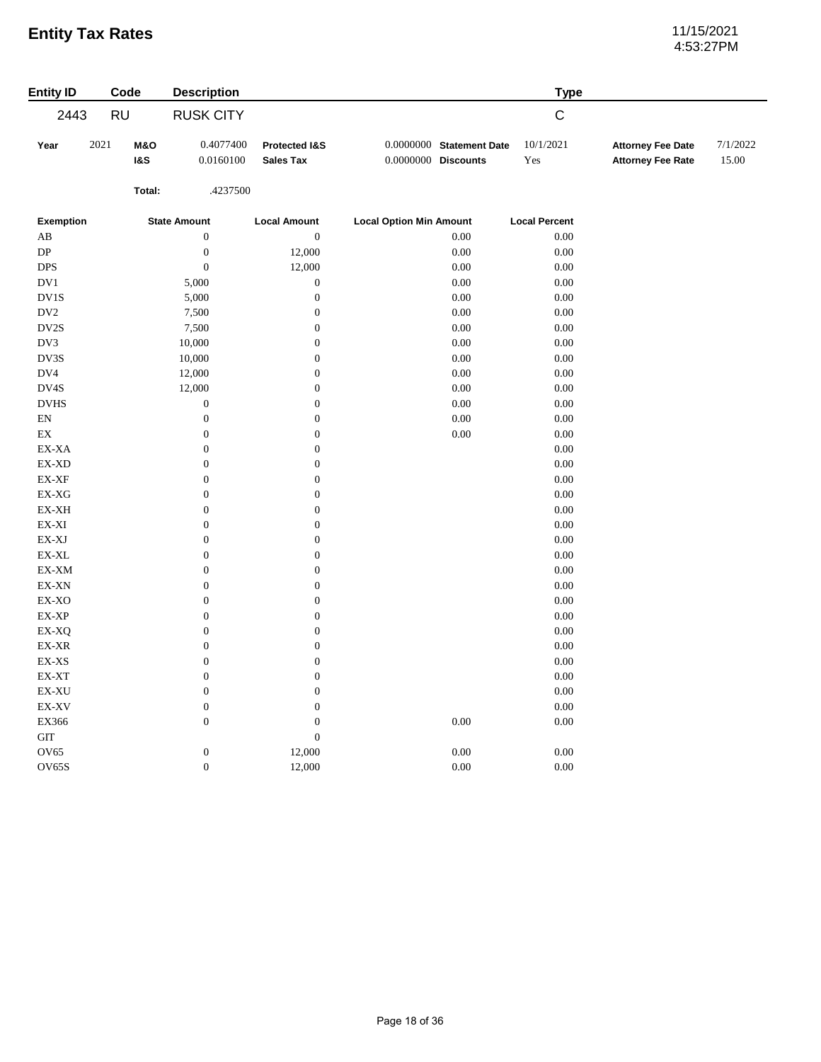# Entity Tax Rates

11/15/2021
4:53:27PM

| Entity ID | Code | Description | Type |
|---|---|---|---|
| 2443 | RU | RUSK CITY | C |

| Year | 2021 | **M&O** | 0.4077400 | **Protected I&S** | 0.0000000 | **Statement Date** | 10/1/2021 | **Attorney Fee Date** | 7/1/2022 |
|---|---|---|---|---|---|---|---|---|---|
| | | **I&S** | 0.0160100 | **Sales Tax** | 0.0000000 | **Discounts** | Yes | **Attorney Fee Rate** | 15.00 |
| | | **Total:** | .4237500 | | | | | | |

| Exemption | State Amount | Local Amount | Local Option Min Amount | Local Percent |
|---|---|---|---|---|
| AB | 0 | 0 | 0.00 | 0.00 |
| DP | 0 | 12,000 | 0.00 | 0.00 |
| DPS | 0 | 12,000 | 0.00 | 0.00 |
| DV1 | 5,000 | 0 | 0.00 | 0.00 |
| DV1S | 5,000 | 0 | 0.00 | 0.00 |
| DV2 | 7,500 | 0 | 0.00 | 0.00 |
| DV2S | 7,500 | 0 | 0.00 | 0.00 |
| DV3 | 10,000 | 0 | 0.00 | 0.00 |
| DV3S | 10,000 | 0 | 0.00 | 0.00 |
| DV4 | 12,000 | 0 | 0.00 | 0.00 |
| DV4S | 12,000 | 0 | 0.00 | 0.00 |
| DVHS | 0 | 0 | 0.00 | 0.00 |
| EN | 0 | 0 | 0.00 | 0.00 |
| EX | 0 | 0 | 0.00 | 0.00 |
| EX-XA | 0 | 0 | | 0.00 |
| EX-XD | 0 | 0 | | 0.00 |
| EX-XF | 0 | 0 | | 0.00 |
| EX-XG | 0 | 0 | | 0.00 |
| EX-XH | 0 | 0 | | 0.00 |
| EX-XI | 0 | 0 | | 0.00 |
| EX-XJ | 0 | 0 | | 0.00 |
| EX-XL | 0 | 0 | | 0.00 |
| EX-XM | 0 | 0 | | 0.00 |
| EX-XN | 0 | 0 | | 0.00 |
| EX-XO | 0 | 0 | | 0.00 |
| EX-XP | 0 | 0 | | 0.00 |
| EX-XQ | 0 | 0 | | 0.00 |
| EX-XR | 0 | 0 | | 0.00 |
| EX-XS | 0 | 0 | | 0.00 |
| EX-XT | 0 | 0 | | 0.00 |
| EX-XU | 0 | 0 | | 0.00 |
| EX-XV | 0 | 0 | | 0.00 |
| EX366 | 0 | 0 | 0.00 | 0.00 |
| GIT | | 0 | | |
| OV65 | 0 | 12,000 | 0.00 | 0.00 |
| OV65S | 0 | 12,000 | 0.00 | 0.00 |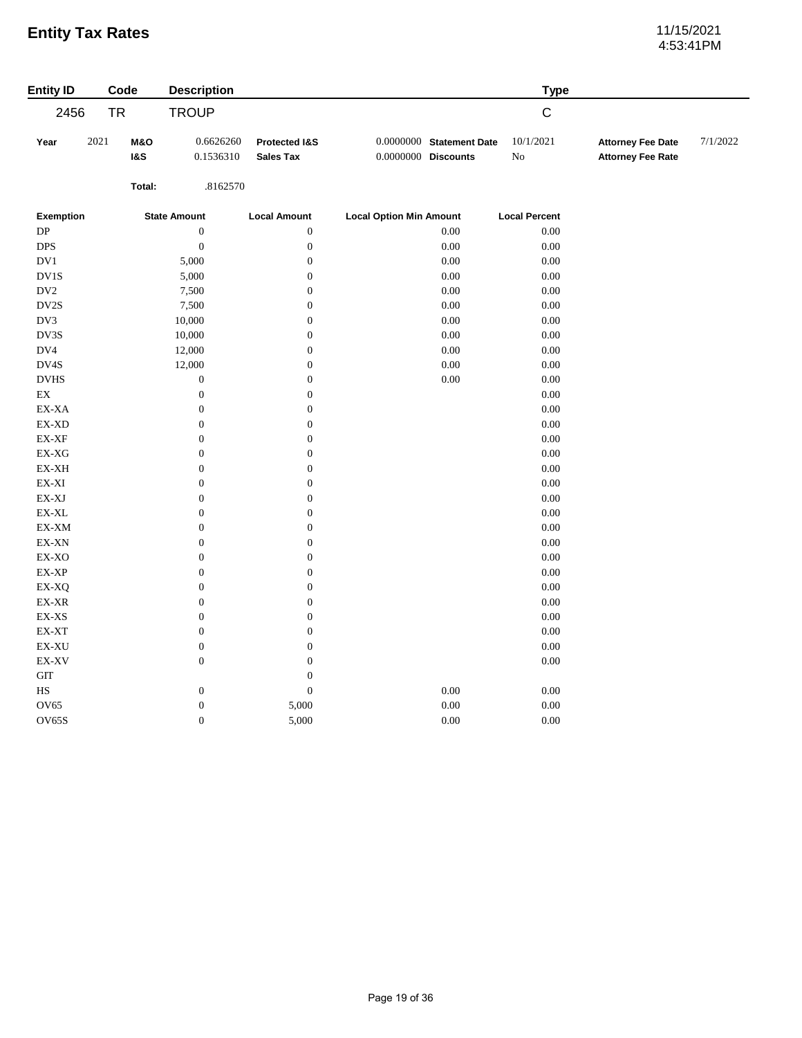# Entity Tax Rates

11/15/2021
4:53:41PM

| Entity ID | Code | Description | Type |
|---|---|---|---|
| 2456 | TR | TROUP | C |

| Year | 2021 | **M&O** | 0.6626260 | **Protected I&S** | 0.0000000 | **Statement Date** | 10/1/2021 | **Attorney Fee Date** | 7/1/2022 |
|---|---|---|---|---|---|---|---|---|---|
| | | **I&S** | 0.1536310 | **Sales Tax** | 0.0000000 | **Discounts** | No | **Attorney Fee Rate** | |
| | | **Total:** | .8162570 | | | | | | |

| Exemption | State Amount | Local Amount | Local Option Min Amount | Local Percent |
|---|---|---|---|---|
| DP | 0 | 0 | 0.00 | 0.00 |
| DPS | 0 | 0 | 0.00 | 0.00 |
| DV1 | 5,000 | 0 | 0.00 | 0.00 |
| DV1S | 5,000 | 0 | 0.00 | 0.00 |
| DV2 | 7,500 | 0 | 0.00 | 0.00 |
| DV2S | 7,500 | 0 | 0.00 | 0.00 |
| DV3 | 10,000 | 0 | 0.00 | 0.00 |
| DV3S | 10,000 | 0 | 0.00 | 0.00 |
| DV4 | 12,000 | 0 | 0.00 | 0.00 |
| DV4S | 12,000 | 0 | 0.00 | 0.00 |
| DVHS | 0 | 0 | 0.00 | 0.00 |
| EX | 0 | 0 | | 0.00 |
| EX-XA | 0 | 0 | | 0.00 |
| EX-XD | 0 | 0 | | 0.00 |
| EX-XF | 0 | 0 | | 0.00 |
| EX-XG | 0 | 0 | | 0.00 |
| EX-XH | 0 | 0 | | 0.00 |
| EX-XI | 0 | 0 | | 0.00 |
| EX-XJ | 0 | 0 | | 0.00 |
| EX-XL | 0 | 0 | | 0.00 |
| EX-XM | 0 | 0 | | 0.00 |
| EX-XN | 0 | 0 | | 0.00 |
| EX-XO | 0 | 0 | | 0.00 |
| EX-XP | 0 | 0 | | 0.00 |
| EX-XQ | 0 | 0 | | 0.00 |
| EX-XR | 0 | 0 | | 0.00 |
| EX-XS | 0 | 0 | | 0.00 |
| EX-XT | 0 | 0 | | 0.00 |
| EX-XU | 0 | 0 | | 0.00 |
| EX-XV | 0 | 0 | | 0.00 |
| GIT | | 0 | | |
| HS | 0 | 0 | 0.00 | 0.00 |
| OV65 | 0 | 5,000 | 0.00 | 0.00 |
| OV65S | 0 | 5,000 | 0.00 | 0.00 |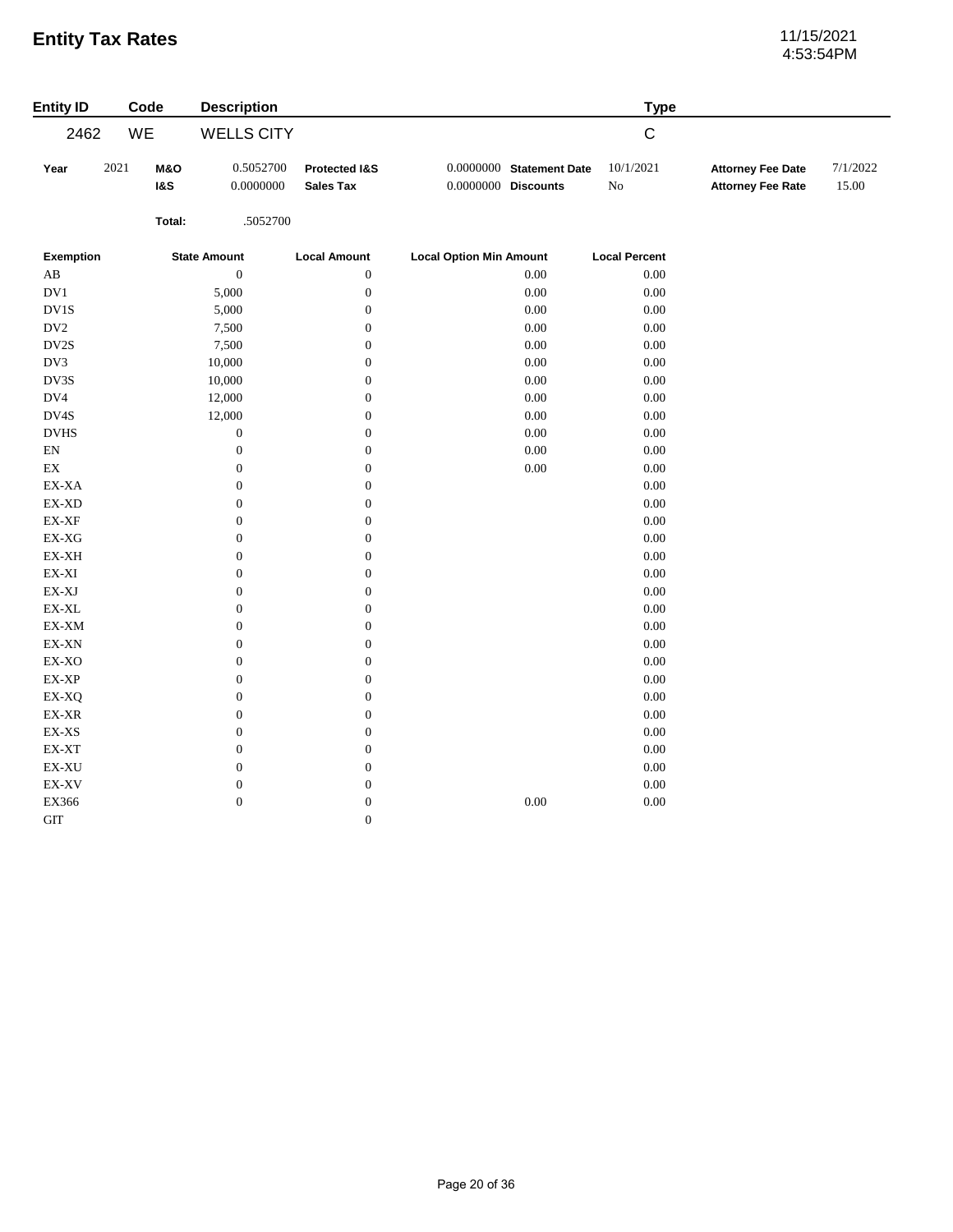# Entity Tax Rates

11/15/2021
4:53:54PM

| Entity ID | Code | Description | Type |
|---|---|---|---|
| 2462 | WE | WELLS CITY | C |

| Year | 2021 | M&O | 0.5052700 | Protected I&S | 0.0000000 | Statement Date | 10/1/2021 | Attorney Fee Date | 7/1/2022 |
|---|---|---|---|---|---|---|---|---|---|
| | | I&S | 0.0000000 | Sales Tax | 0.0000000 | Discounts | No | Attorney Fee Rate | 15.00 |
| | | Total: | .5052700 | | | | | | |

| Exemption | State Amount | Local Amount | Local Option Min Amount | Local Percent |
|---|---|---|---|---|
| AB | 0 | 0 | 0.00 | 0.00 |
| DV1 | 5,000 | 0 | 0.00 | 0.00 |
| DV1S | 5,000 | 0 | 0.00 | 0.00 |
| DV2 | 7,500 | 0 | 0.00 | 0.00 |
| DV2S | 7,500 | 0 | 0.00 | 0.00 |
| DV3 | 10,000 | 0 | 0.00 | 0.00 |
| DV3S | 10,000 | 0 | 0.00 | 0.00 |
| DV4 | 12,000 | 0 | 0.00 | 0.00 |
| DV4S | 12,000 | 0 | 0.00 | 0.00 |
| DVHS | 0 | 0 | 0.00 | 0.00 |
| EN | 0 | 0 | 0.00 | 0.00 |
| EX | 0 | 0 | 0.00 | 0.00 |
| EX-XA | 0 | 0 | | 0.00 |
| EX-XD | 0 | 0 | | 0.00 |
| EX-XF | 0 | 0 | | 0.00 |
| EX-XG | 0 | 0 | | 0.00 |
| EX-XH | 0 | 0 | | 0.00 |
| EX-XI | 0 | 0 | | 0.00 |
| EX-XJ | 0 | 0 | | 0.00 |
| EX-XL | 0 | 0 | | 0.00 |
| EX-XM | 0 | 0 | | 0.00 |
| EX-XN | 0 | 0 | | 0.00 |
| EX-XO | 0 | 0 | | 0.00 |
| EX-XP | 0 | 0 | | 0.00 |
| EX-XQ | 0 | 0 | | 0.00 |
| EX-XR | 0 | 0 | | 0.00 |
| EX-XS | 0 | 0 | | 0.00 |
| EX-XT | 0 | 0 | | 0.00 |
| EX-XU | 0 | 0 | | 0.00 |
| EX-XV | 0 | 0 | | 0.00 |
| EX366 | 0 | 0 | 0.00 | 0.00 |
| GIT | | 0 | | |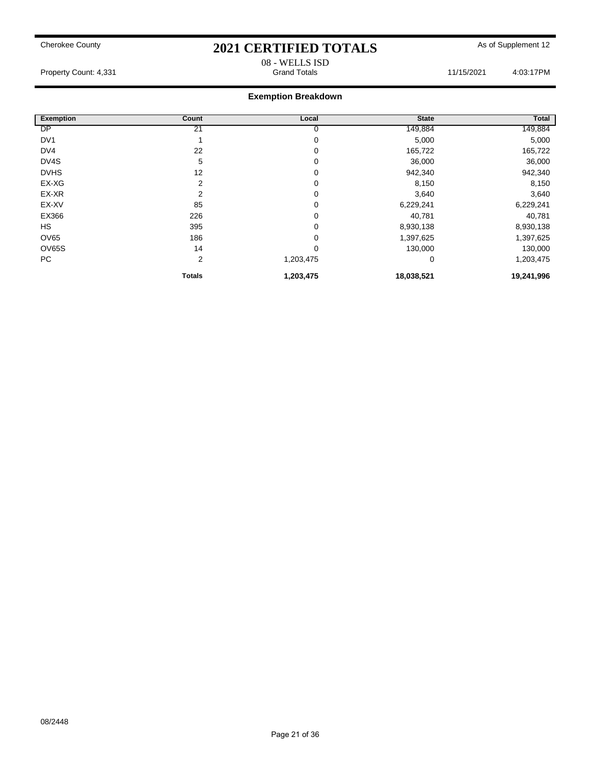Cherokee County

# 2021 CERTIFIED TOTALS

As of Supplement 12

08 - WELLS ISD

Property Count: 4,331 | Grand Totals | 11/15/2021 4:03:17PM

## Exemption Breakdown

| Exemption | Count | Local | State | Total |
|---|---|---|---|---|
| DP | 21 | 0 | 149,884 | 149,884 |
| DV1 | 1 | 0 | 5,000 | 5,000 |
| DV4 | 22 | 0 | 165,722 | 165,722 |
| DV4S | 5 | 0 | 36,000 | 36,000 |
| DVHS | 12 | 0 | 942,340 | 942,340 |
| EX-XG | 2 | 0 | 8,150 | 8,150 |
| EX-XR | 2 | 0 | 3,640 | 3,640 |
| EX-XV | 85 | 0 | 6,229,241 | 6,229,241 |
| EX366 | 226 | 0 | 40,781 | 40,781 |
| HS | 395 | 0 | 8,930,138 | 8,930,138 |
| OV65 | 186 | 0 | 1,397,625 | 1,397,625 |
| OV65S | 14 | 0 | 130,000 | 130,000 |
| PC | 2 | 1,203,475 | 0 | 1,203,475 |
| | **Totals** | **1,203,475** | **18,038,521** | **19,241,996** |

08/2448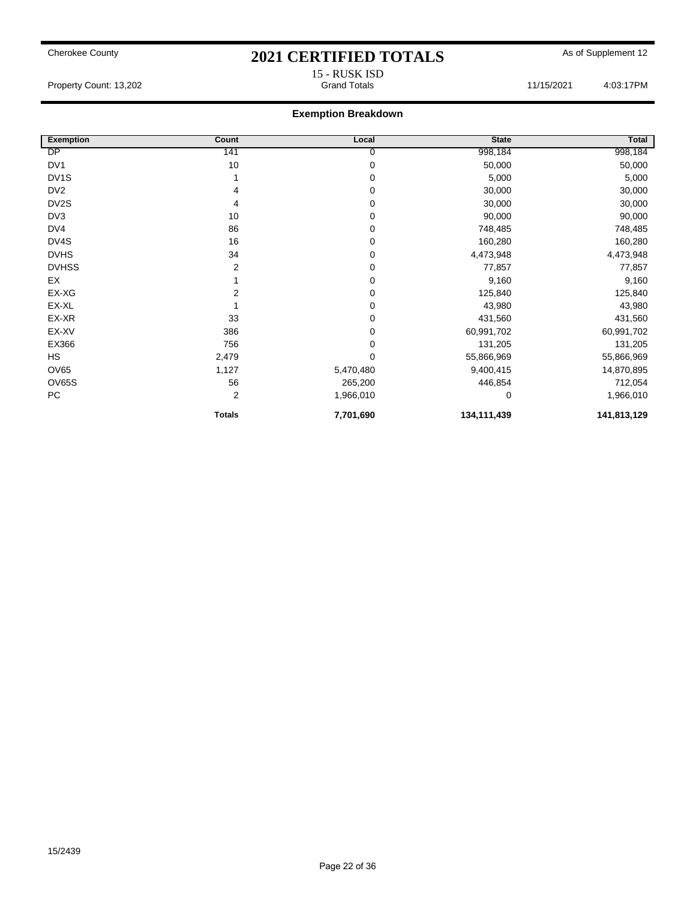Cherokee County

# 2021 CERTIFIED TOTALS

As of Supplement 12

15 - RUSK ISD

Property Count: 13,202 — Grand Totals — 11/15/2021 4:03:17PM

## Exemption Breakdown

| Exemption | Count | Local | State | Total |
|---|---|---|---|---|
| DP | 141 | 0 | 998,184 | 998,184 |
| DV1 | 10 | 0 | 50,000 | 50,000 |
| DV1S | 1 | 0 | 5,000 | 5,000 |
| DV2 | 4 | 0 | 30,000 | 30,000 |
| DV2S | 4 | 0 | 30,000 | 30,000 |
| DV3 | 10 | 0 | 90,000 | 90,000 |
| DV4 | 86 | 0 | 748,485 | 748,485 |
| DV4S | 16 | 0 | 160,280 | 160,280 |
| DVHS | 34 | 0 | 4,473,948 | 4,473,948 |
| DVHSS | 2 | 0 | 77,857 | 77,857 |
| EX | 1 | 0 | 9,160 | 9,160 |
| EX-XG | 2 | 0 | 125,840 | 125,840 |
| EX-XL | 1 | 0 | 43,980 | 43,980 |
| EX-XR | 33 | 0 | 431,560 | 431,560 |
| EX-XV | 386 | 0 | 60,991,702 | 60,991,702 |
| EX366 | 756 | 0 | 131,205 | 131,205 |
| HS | 2,479 | 0 | 55,866,969 | 55,866,969 |
| OV65 | 1,127 | 5,470,480 | 9,400,415 | 14,870,895 |
| OV65S | 56 | 265,200 | 446,854 | 712,054 |
| PC | 2 | 1,966,010 | 0 | 1,966,010 |
| | **Totals** | **7,701,690** | **134,111,439** | **141,813,129** |

15/2439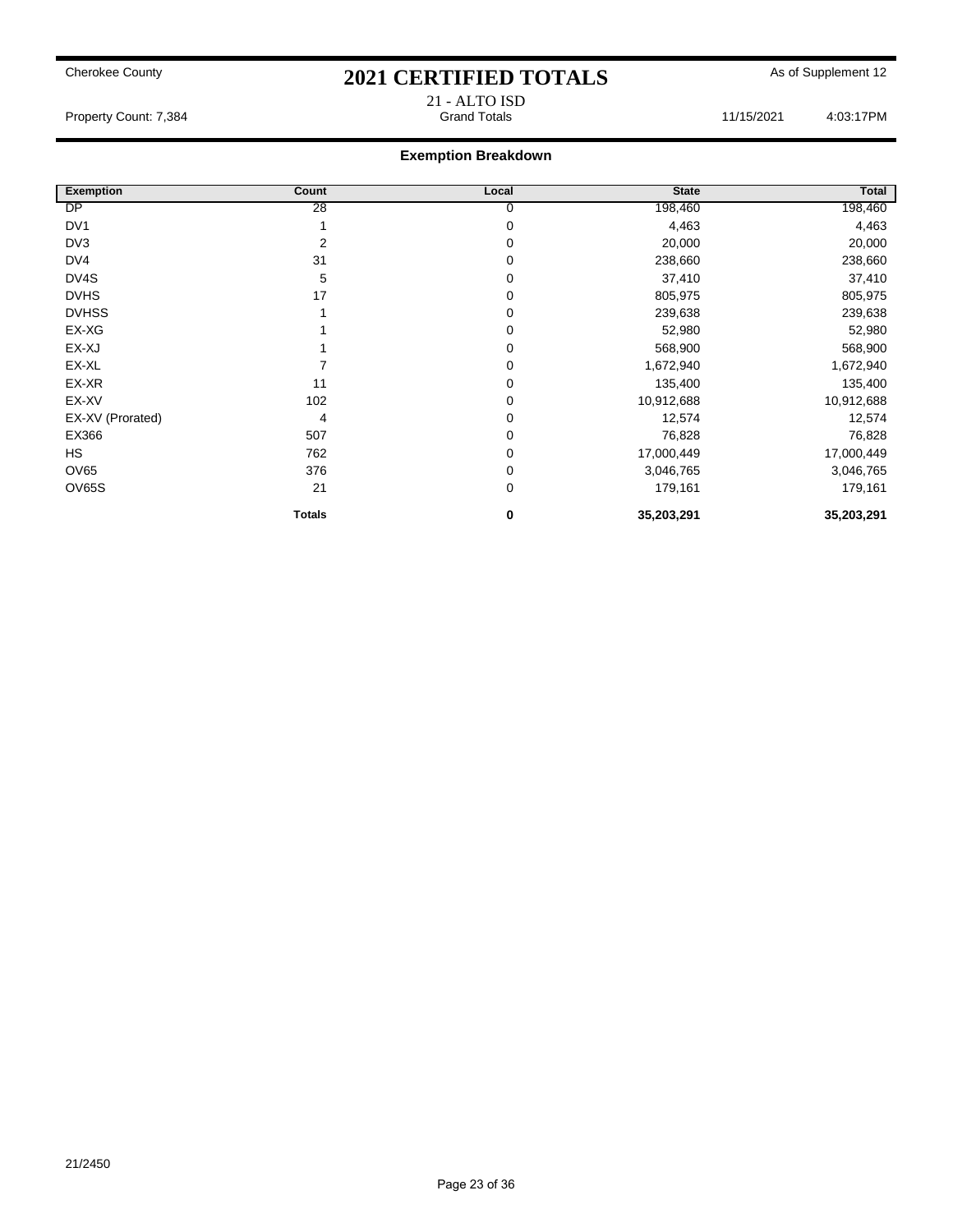Cherokee County

# 2021 CERTIFIED TOTALS

As of Supplement 12

21 - ALTO ISD

Property Count: 7,384 | Grand Totals | 11/15/2021 4:03:17PM

## Exemption Breakdown

| Exemption | Count | Local | State | Total |
|---|---|---|---|---|
| DP | 28 | 0 | 198,460 | 198,460 |
| DV1 | 1 | 0 | 4,463 | 4,463 |
| DV3 | 2 | 0 | 20,000 | 20,000 |
| DV4 | 31 | 0 | 238,660 | 238,660 |
| DV4S | 5 | 0 | 37,410 | 37,410 |
| DVHS | 17 | 0 | 805,975 | 805,975 |
| DVHSS | 1 | 0 | 239,638 | 239,638 |
| EX-XG | 1 | 0 | 52,980 | 52,980 |
| EX-XJ | 1 | 0 | 568,900 | 568,900 |
| EX-XL | 7 | 0 | 1,672,940 | 1,672,940 |
| EX-XR | 11 | 0 | 135,400 | 135,400 |
| EX-XV | 102 | 0 | 10,912,688 | 10,912,688 |
| EX-XV (Prorated) | 4 | 0 | 12,574 | 12,574 |
| EX366 | 507 | 0 | 76,828 | 76,828 |
| HS | 762 | 0 | 17,000,449 | 17,000,449 |
| OV65 | 376 | 0 | 3,046,765 | 3,046,765 |
| OV65S | 21 | 0 | 179,161 | 179,161 |
| | **Totals** | **0** | **35,203,291** | **35,203,291** |

21/2450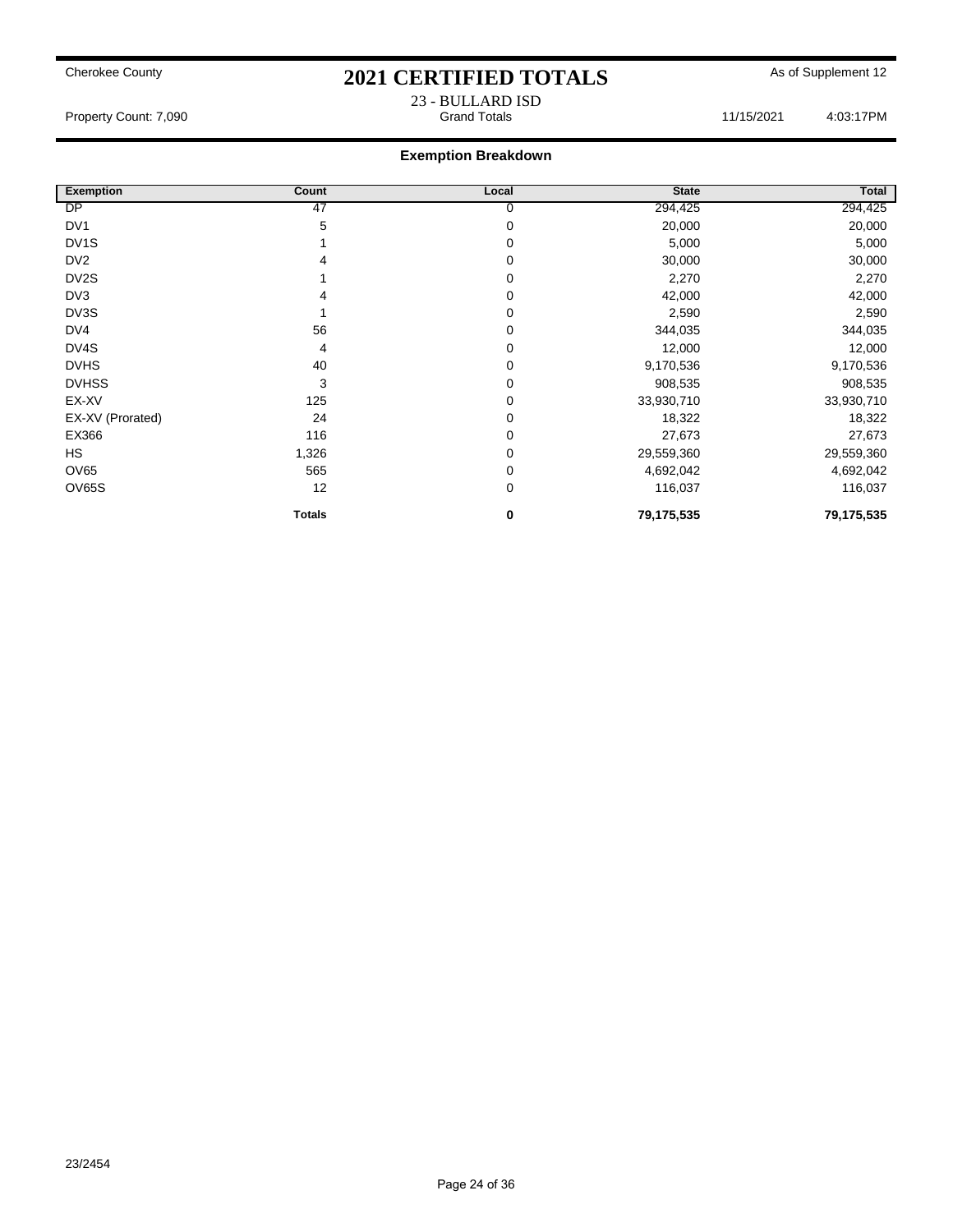Cherokee County

# 2021 CERTIFIED TOTALS

As of Supplement 12

23 - BULLARD ISD

Property Count: 7,090 | Grand Totals | 11/15/2021 4:03:17PM

## Exemption Breakdown

| Exemption | Count | Local | State | Total |
|---|---|---|---|---|
| DP | 47 | 0 | 294,425 | 294,425 |
| DV1 | 5 | 0 | 20,000 | 20,000 |
| DV1S | 1 | 0 | 5,000 | 5,000 |
| DV2 | 4 | 0 | 30,000 | 30,000 |
| DV2S | 1 | 0 | 2,270 | 2,270 |
| DV3 | 4 | 0 | 42,000 | 42,000 |
| DV3S | 1 | 0 | 2,590 | 2,590 |
| DV4 | 56 | 0 | 344,035 | 344,035 |
| DV4S | 4 | 0 | 12,000 | 12,000 |
| DVHS | 40 | 0 | 9,170,536 | 9,170,536 |
| DVHSS | 3 | 0 | 908,535 | 908,535 |
| EX-XV | 125 | 0 | 33,930,710 | 33,930,710 |
| EX-XV (Prorated) | 24 | 0 | 18,322 | 18,322 |
| EX366 | 116 | 0 | 27,673 | 27,673 |
| HS | 1,326 | 0 | 29,559,360 | 29,559,360 |
| OV65 | 565 | 0 | 4,692,042 | 4,692,042 |
| OV65S | 12 | 0 | 116,037 | 116,037 |
| | **Totals** | **0** | **79,175,535** | **79,175,535** |

23/2454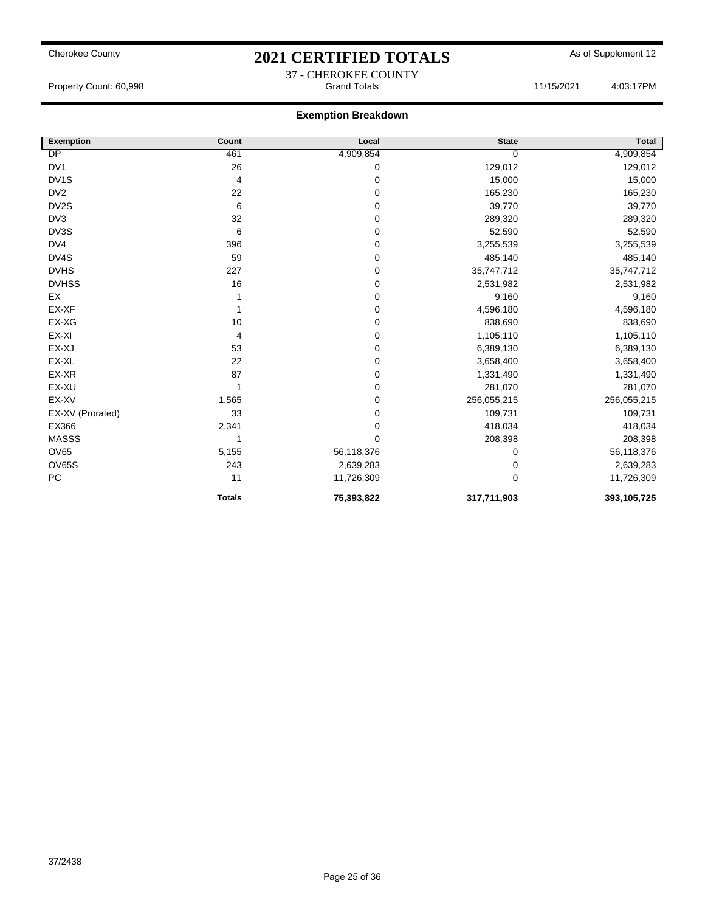Cherokee County

# 2021 CERTIFIED TOTALS

As of Supplement 12

37 - CHEROKEE COUNTY

Property Count: 60,998 Grand Totals 11/15/2021 4:03:17PM

## Exemption Breakdown

| Exemption | Count | Local | State | Total |
|---|---|---|---|---|
| DP | 461 | 4,909,854 | 0 | 4,909,854 |
| DV1 | 26 | 0 | 129,012 | 129,012 |
| DV1S | 4 | 0 | 15,000 | 15,000 |
| DV2 | 22 | 0 | 165,230 | 165,230 |
| DV2S | 6 | 0 | 39,770 | 39,770 |
| DV3 | 32 | 0 | 289,320 | 289,320 |
| DV3S | 6 | 0 | 52,590 | 52,590 |
| DV4 | 396 | 0 | 3,255,539 | 3,255,539 |
| DV4S | 59 | 0 | 485,140 | 485,140 |
| DVHS | 227 | 0 | 35,747,712 | 35,747,712 |
| DVHSS | 16 | 0 | 2,531,982 | 2,531,982 |
| EX | 1 | 0 | 9,160 | 9,160 |
| EX-XF | 1 | 0 | 4,596,180 | 4,596,180 |
| EX-XG | 10 | 0 | 838,690 | 838,690 |
| EX-XI | 4 | 0 | 1,105,110 | 1,105,110 |
| EX-XJ | 53 | 0 | 6,389,130 | 6,389,130 |
| EX-XL | 22 | 0 | 3,658,400 | 3,658,400 |
| EX-XR | 87 | 0 | 1,331,490 | 1,331,490 |
| EX-XU | 1 | 0 | 281,070 | 281,070 |
| EX-XV | 1,565 | 0 | 256,055,215 | 256,055,215 |
| EX-XV (Prorated) | 33 | 0 | 109,731 | 109,731 |
| EX366 | 2,341 | 0 | 418,034 | 418,034 |
| MASSS | 1 | 0 | 208,398 | 208,398 |
| OV65 | 5,155 | 56,118,376 | 0 | 56,118,376 |
| OV65S | 243 | 2,639,283 | 0 | 2,639,283 |
| PC | 11 | 11,726,309 | 0 | 11,726,309 |
| | **Totals** | **75,393,822** | **317,711,903** | **393,105,725** |

37/2438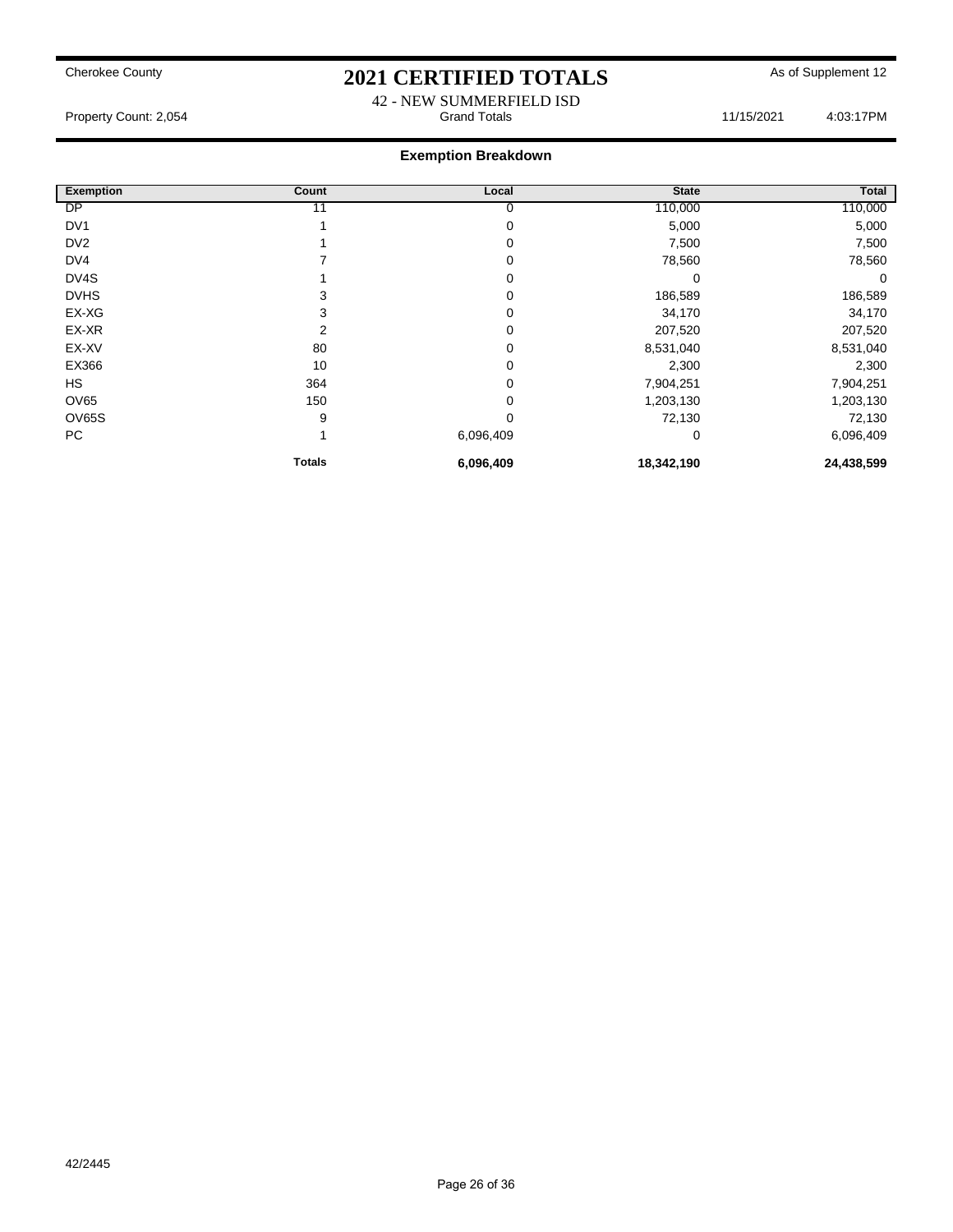Cherokee County

# 2021 CERTIFIED TOTALS

As of Supplement 12

42 - NEW SUMMERFIELD ISD

Property Count: 2,054 | Grand Totals | 11/15/2021 | 4:03:17PM

## Exemption Breakdown

| Exemption | Count | Local | State | Total |
|---|---|---|---|---|
| DP | 11 | 0 | 110,000 | 110,000 |
| DV1 | 1 | 0 | 5,000 | 5,000 |
| DV2 | 1 | 0 | 7,500 | 7,500 |
| DV4 | 7 | 0 | 78,560 | 78,560 |
| DV4S | 1 | 0 | 0 | 0 |
| DVHS | 3 | 0 | 186,589 | 186,589 |
| EX-XG | 3 | 0 | 34,170 | 34,170 |
| EX-XR | 2 | 0 | 207,520 | 207,520 |
| EX-XV | 80 | 0 | 8,531,040 | 8,531,040 |
| EX366 | 10 | 0 | 2,300 | 2,300 |
| HS | 364 | 0 | 7,904,251 | 7,904,251 |
| OV65 | 150 | 0 | 1,203,130 | 1,203,130 |
| OV65S | 9 | 0 | 72,130 | 72,130 |
| PC | 1 | 6,096,409 | 0 | 6,096,409 |
| | **Totals** | **6,096,409** | **18,342,190** | **24,438,599** |

42/2445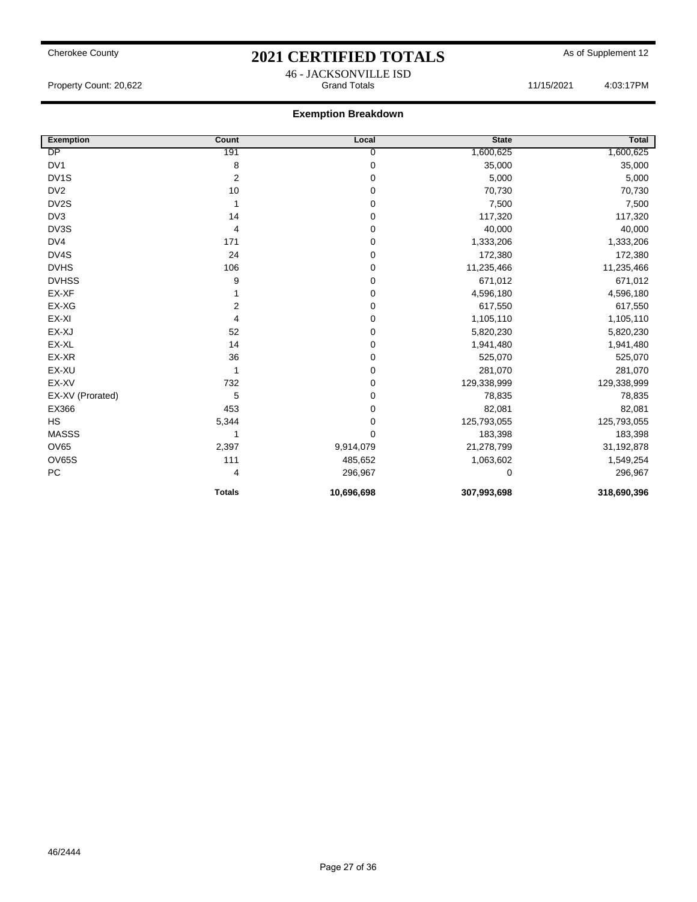Cherokee County

# 2021 CERTIFIED TOTALS

As of Supplement 12

46 - JACKSONVILLE ISD

Property Count: 20,622 | Grand Totals | 11/15/2021 4:03:17PM

## Exemption Breakdown

| Exemption | Count | Local | State | Total |
|---|---|---|---|---|
| DP | 191 | 0 | 1,600,625 | 1,600,625 |
| DV1 | 8 | 0 | 35,000 | 35,000 |
| DV1S | 2 | 0 | 5,000 | 5,000 |
| DV2 | 10 | 0 | 70,730 | 70,730 |
| DV2S | 1 | 0 | 7,500 | 7,500 |
| DV3 | 14 | 0 | 117,320 | 117,320 |
| DV3S | 4 | 0 | 40,000 | 40,000 |
| DV4 | 171 | 0 | 1,333,206 | 1,333,206 |
| DV4S | 24 | 0 | 172,380 | 172,380 |
| DVHS | 106 | 0 | 11,235,466 | 11,235,466 |
| DVHSS | 9 | 0 | 671,012 | 671,012 |
| EX-XF | 1 | 0 | 4,596,180 | 4,596,180 |
| EX-XG | 2 | 0 | 617,550 | 617,550 |
| EX-XI | 4 | 0 | 1,105,110 | 1,105,110 |
| EX-XJ | 52 | 0 | 5,820,230 | 5,820,230 |
| EX-XL | 14 | 0 | 1,941,480 | 1,941,480 |
| EX-XR | 36 | 0 | 525,070 | 525,070 |
| EX-XU | 1 | 0 | 281,070 | 281,070 |
| EX-XV | 732 | 0 | 129,338,999 | 129,338,999 |
| EX-XV (Prorated) | 5 | 0 | 78,835 | 78,835 |
| EX366 | 453 | 0 | 82,081 | 82,081 |
| HS | 5,344 | 0 | 125,793,055 | 125,793,055 |
| MASSS | 1 | 0 | 183,398 | 183,398 |
| OV65 | 2,397 | 9,914,079 | 21,278,799 | 31,192,878 |
| OV65S | 111 | 485,652 | 1,063,602 | 1,549,254 |
| PC | 4 | 296,967 | 0 | 296,967 |
| | **Totals** | **10,696,698** | **307,993,698** | **318,690,396** |

46/2444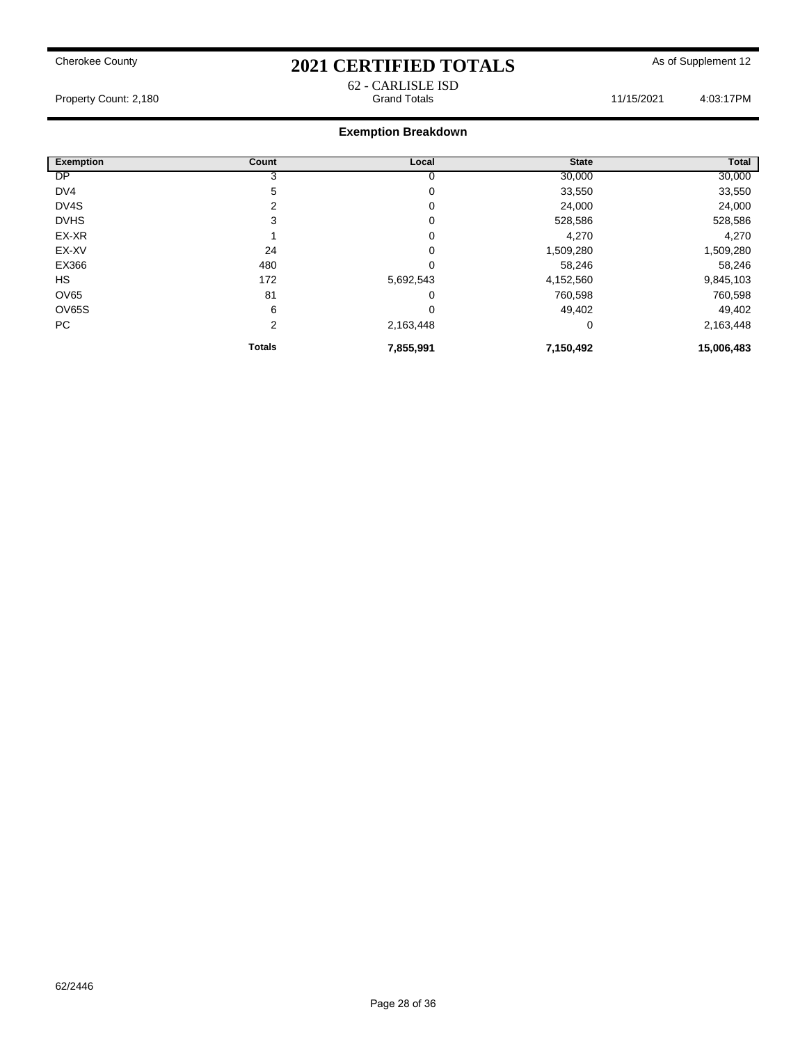Cherokee County

# 2021 CERTIFIED TOTALS

As of Supplement 12

62 - CARLISLE ISD

Property Count: 2,180 | Grand Totals | 11/15/2021 4:03:17PM

## Exemption Breakdown

| Exemption | Count | Local | State | Total |
|---|---|---|---|---|
| DP | 3 | 0 | 30,000 | 30,000 |
| DV4 | 5 | 0 | 33,550 | 33,550 |
| DV4S | 2 | 0 | 24,000 | 24,000 |
| DVHS | 3 | 0 | 528,586 | 528,586 |
| EX-XR | 1 | 0 | 4,270 | 4,270 |
| EX-XV | 24 | 0 | 1,509,280 | 1,509,280 |
| EX366 | 480 | 0 | 58,246 | 58,246 |
| HS | 172 | 5,692,543 | 4,152,560 | 9,845,103 |
| OV65 | 81 | 0 | 760,598 | 760,598 |
| OV65S | 6 | 0 | 49,402 | 49,402 |
| PC | 2 | 2,163,448 | 0 | 2,163,448 |
| | **Totals** | **7,855,991** | **7,150,492** | **15,006,483** |

62/2446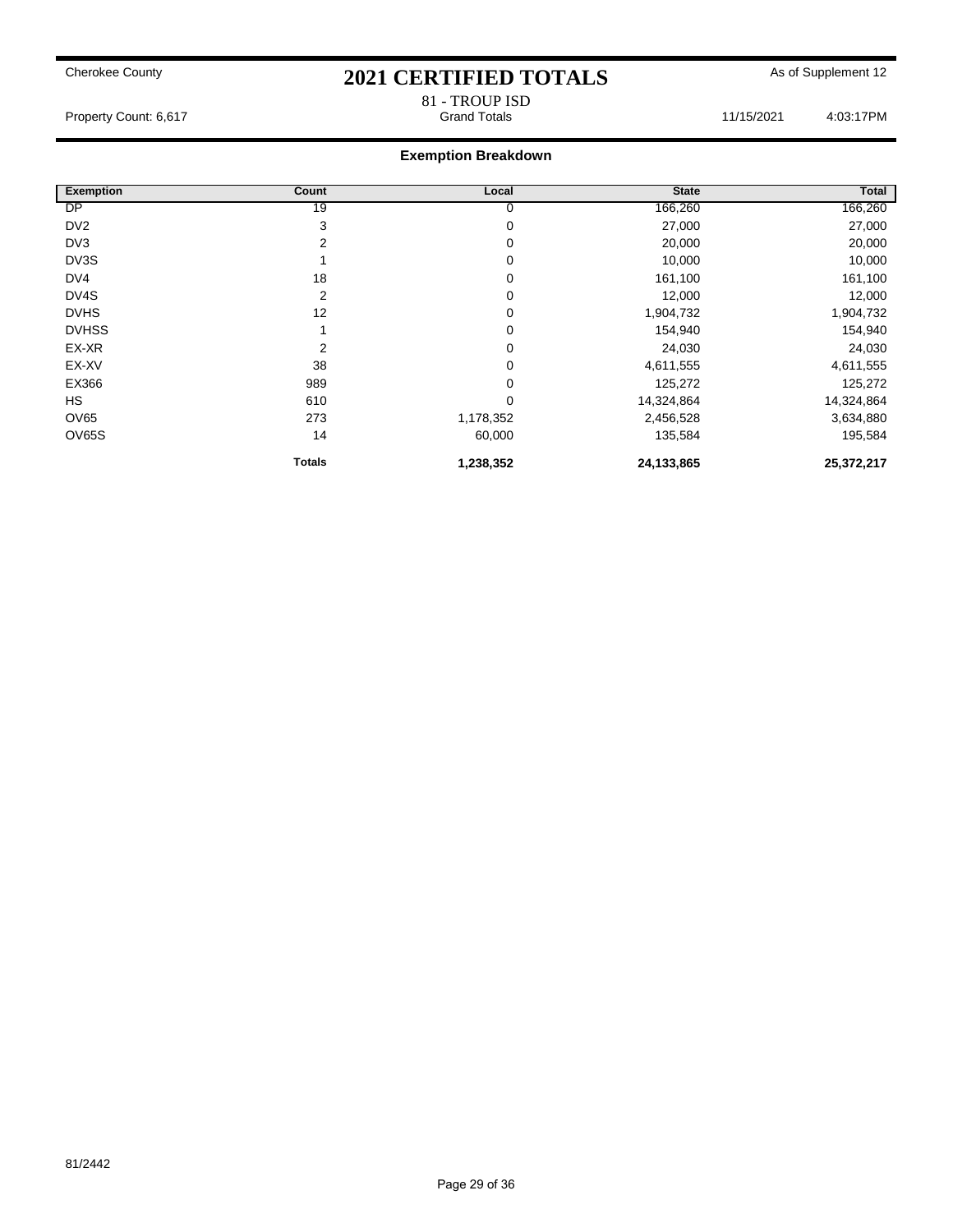Cherokee County

# 2021 CERTIFIED TOTALS

As of Supplement 12

81 - TROUP ISD

Property Count: 6,617 | Grand Totals | 11/15/2021 4:03:17PM

## Exemption Breakdown

| Exemption | Count | Local | State | Total |
|---|---|---|---|---|
| DP | 19 | 0 | 166,260 | 166,260 |
| DV2 | 3 | 0 | 27,000 | 27,000 |
| DV3 | 2 | 0 | 20,000 | 20,000 |
| DV3S | 1 | 0 | 10,000 | 10,000 |
| DV4 | 18 | 0 | 161,100 | 161,100 |
| DV4S | 2 | 0 | 12,000 | 12,000 |
| DVHS | 12 | 0 | 1,904,732 | 1,904,732 |
| DVHSS | 1 | 0 | 154,940 | 154,940 |
| EX-XR | 2 | 0 | 24,030 | 24,030 |
| EX-XV | 38 | 0 | 4,611,555 | 4,611,555 |
| EX366 | 989 | 0 | 125,272 | 125,272 |
| HS | 610 | 0 | 14,324,864 | 14,324,864 |
| OV65 | 273 | 1,178,352 | 2,456,528 | 3,634,880 |
| OV65S | 14 | 60,000 | 135,584 | 195,584 |
| | **Totals** | **1,238,352** | **24,133,865** | **25,372,217** |

81/2442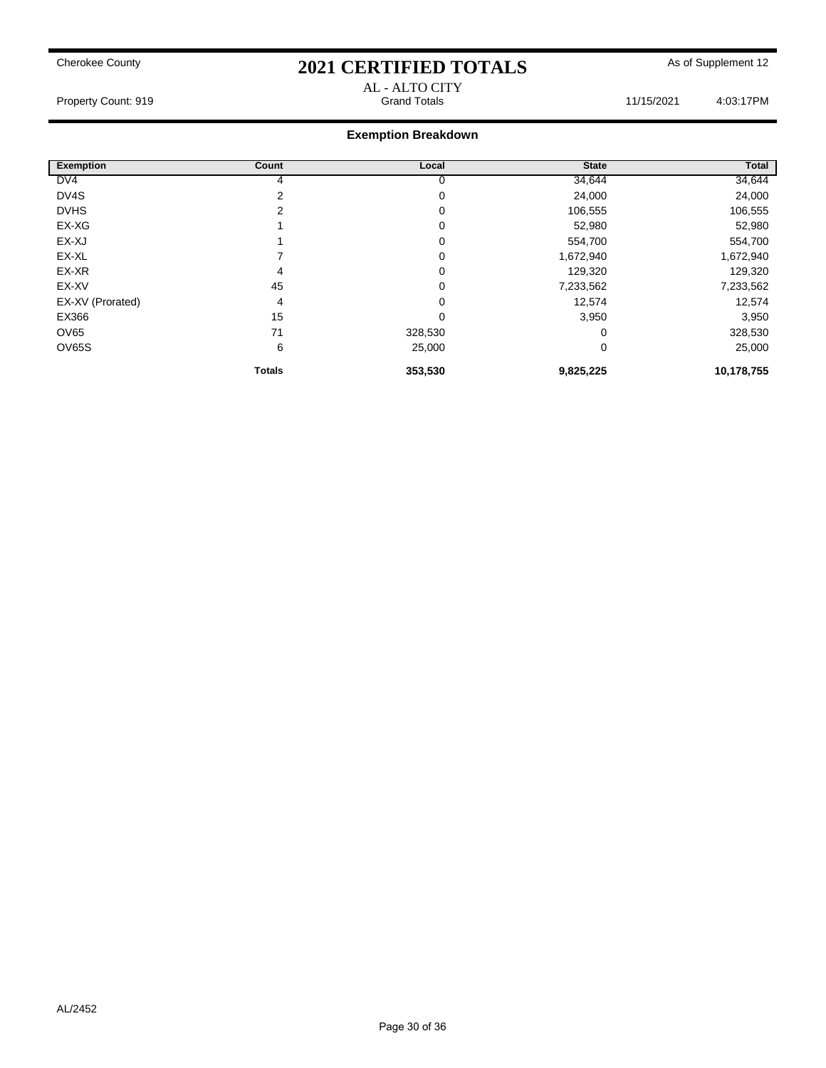Cherokee County

# 2021 CERTIFIED TOTALS

As of Supplement 12

AL - ALTO CITY

Property Count: 919 | Grand Totals | 11/15/2021 4:03:17PM

## Exemption Breakdown

| Exemption | Count | Local | State | Total |
|---|---|---|---|---|
| DV4 | 4 | 0 | 34,644 | 34,644 |
| DV4S | 2 | 0 | 24,000 | 24,000 |
| DVHS | 2 | 0 | 106,555 | 106,555 |
| EX-XG | 1 | 0 | 52,980 | 52,980 |
| EX-XJ | 1 | 0 | 554,700 | 554,700 |
| EX-XL | 7 | 0 | 1,672,940 | 1,672,940 |
| EX-XR | 4 | 0 | 129,320 | 129,320 |
| EX-XV | 45 | 0 | 7,233,562 | 7,233,562 |
| EX-XV (Prorated) | 4 | 0 | 12,574 | 12,574 |
| EX366 | 15 | 0 | 3,950 | 3,950 |
| OV65 | 71 | 328,530 | 0 | 328,530 |
| OV65S | 6 | 25,000 | 0 | 25,000 |
| | **Totals** | **353,530** | **9,825,225** | **10,178,755** |

AL/2452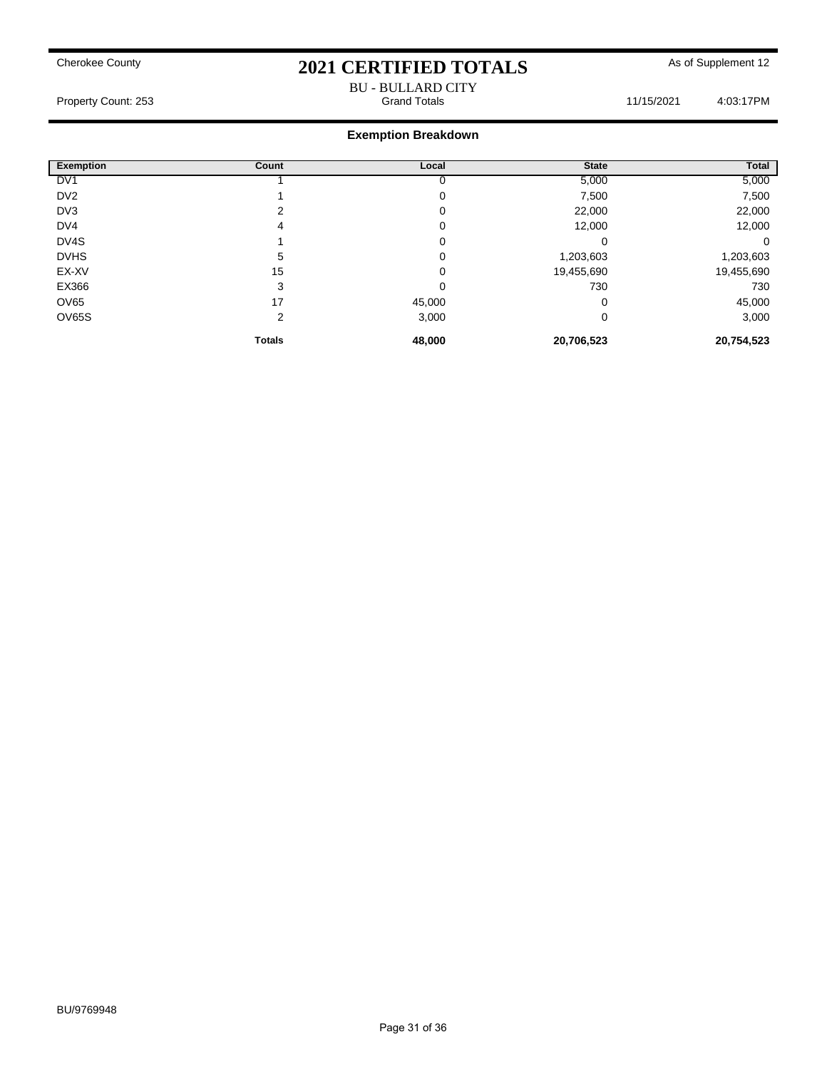Cherokee County

# 2021 CERTIFIED TOTALS

As of Supplement 12

BU - BULLARD CITY

Property Count: 253 — Grand Totals — 11/15/2021 4:03:17PM

## Exemption Breakdown

| Exemption | Count | Local | State | Total |
|---|---|---|---|---|
| DV1 | 1 | 0 | 5,000 | 5,000 |
| DV2 | 1 | 0 | 7,500 | 7,500 |
| DV3 | 2 | 0 | 22,000 | 22,000 |
| DV4 | 4 | 0 | 12,000 | 12,000 |
| DV4S | 1 | 0 | 0 | 0 |
| DVHS | 5 | 0 | 1,203,603 | 1,203,603 |
| EX-XV | 15 | 0 | 19,455,690 | 19,455,690 |
| EX366 | 3 | 0 | 730 | 730 |
| OV65 | 17 | 45,000 | 0 | 45,000 |
| OV65S | 2 | 3,000 | 0 | 3,000 |
| | **Totals** | **48,000** | **20,706,523** | **20,754,523** |

BU/9769948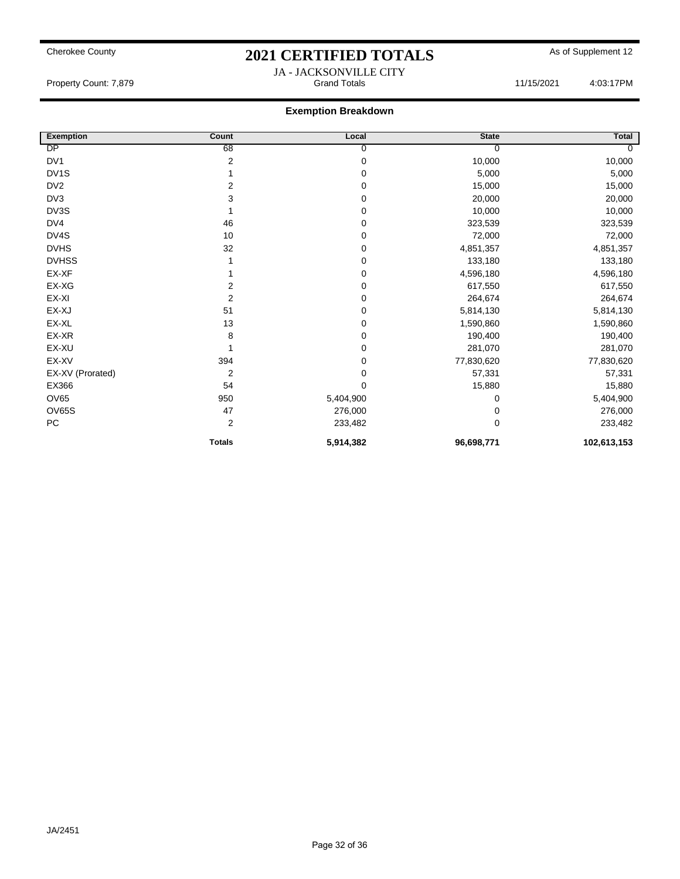Cherokee County

# 2021 CERTIFIED TOTALS

As of Supplement 12

JA - JACKSONVILLE CITY

Property Count: 7,879 — Grand Totals — 11/15/2021 4:03:17PM

## Exemption Breakdown

| Exemption | Count | Local | State | Total |
|---|---|---|---|---|
| DP | 68 | 0 | 0 | 0 |
| DV1 | 2 | 0 | 10,000 | 10,000 |
| DV1S | 1 | 0 | 5,000 | 5,000 |
| DV2 | 2 | 0 | 15,000 | 15,000 |
| DV3 | 3 | 0 | 20,000 | 20,000 |
| DV3S | 1 | 0 | 10,000 | 10,000 |
| DV4 | 46 | 0 | 323,539 | 323,539 |
| DV4S | 10 | 0 | 72,000 | 72,000 |
| DVHS | 32 | 0 | 4,851,357 | 4,851,357 |
| DVHSS | 1 | 0 | 133,180 | 133,180 |
| EX-XF | 1 | 0 | 4,596,180 | 4,596,180 |
| EX-XG | 2 | 0 | 617,550 | 617,550 |
| EX-XI | 2 | 0 | 264,674 | 264,674 |
| EX-XJ | 51 | 0 | 5,814,130 | 5,814,130 |
| EX-XL | 13 | 0 | 1,590,860 | 1,590,860 |
| EX-XR | 8 | 0 | 190,400 | 190,400 |
| EX-XU | 1 | 0 | 281,070 | 281,070 |
| EX-XV | 394 | 0 | 77,830,620 | 77,830,620 |
| EX-XV (Prorated) | 2 | 0 | 57,331 | 57,331 |
| EX366 | 54 | 0 | 15,880 | 15,880 |
| OV65 | 950 | 5,404,900 | 0 | 5,404,900 |
| OV65S | 47 | 276,000 | 0 | 276,000 |
| PC | 2 | 233,482 | 0 | 233,482 |
| | **Totals** | **5,914,382** | **96,698,771** | **102,613,153** |

JA/2451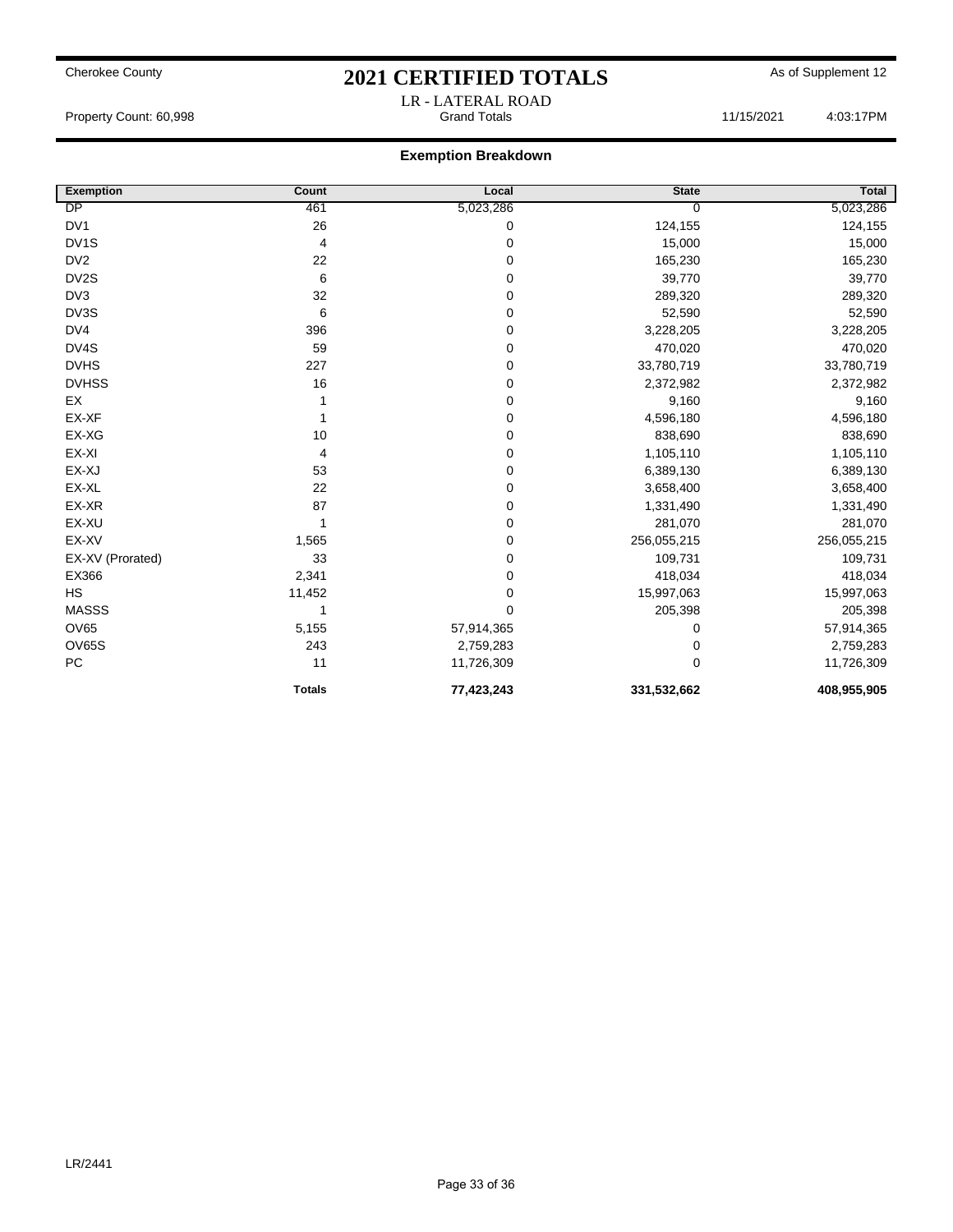Cherokee County

# 2021 CERTIFIED TOTALS

As of Supplement 12

LR - LATERAL ROAD

Property Count: 60,998 | Grand Totals | 11/15/2021 4:03:17PM

## Exemption Breakdown

| Exemption | Count | Local | State | Total |
|---|---|---|---|---|
| DP | 461 | 5,023,286 | 0 | 5,023,286 |
| DV1 | 26 | 0 | 124,155 | 124,155 |
| DV1S | 4 | 0 | 15,000 | 15,000 |
| DV2 | 22 | 0 | 165,230 | 165,230 |
| DV2S | 6 | 0 | 39,770 | 39,770 |
| DV3 | 32 | 0 | 289,320 | 289,320 |
| DV3S | 6 | 0 | 52,590 | 52,590 |
| DV4 | 396 | 0 | 3,228,205 | 3,228,205 |
| DV4S | 59 | 0 | 470,020 | 470,020 |
| DVHS | 227 | 0 | 33,780,719 | 33,780,719 |
| DVHSS | 16 | 0 | 2,372,982 | 2,372,982 |
| EX | 1 | 0 | 9,160 | 9,160 |
| EX-XF | 1 | 0 | 4,596,180 | 4,596,180 |
| EX-XG | 10 | 0 | 838,690 | 838,690 |
| EX-XI | 4 | 0 | 1,105,110 | 1,105,110 |
| EX-XJ | 53 | 0 | 6,389,130 | 6,389,130 |
| EX-XL | 22 | 0 | 3,658,400 | 3,658,400 |
| EX-XR | 87 | 0 | 1,331,490 | 1,331,490 |
| EX-XU | 1 | 0 | 281,070 | 281,070 |
| EX-XV | 1,565 | 0 | 256,055,215 | 256,055,215 |
| EX-XV (Prorated) | 33 | 0 | 109,731 | 109,731 |
| EX366 | 2,341 | 0 | 418,034 | 418,034 |
| HS | 11,452 | 0 | 15,997,063 | 15,997,063 |
| MASSS | 1 | 0 | 205,398 | 205,398 |
| OV65 | 5,155 | 57,914,365 | 0 | 57,914,365 |
| OV65S | 243 | 2,759,283 | 0 | 2,759,283 |
| PC | 11 | 11,726,309 | 0 | 11,726,309 |
| | **Totals** | **77,423,243** | **331,532,662** | **408,955,905** |

LR/2441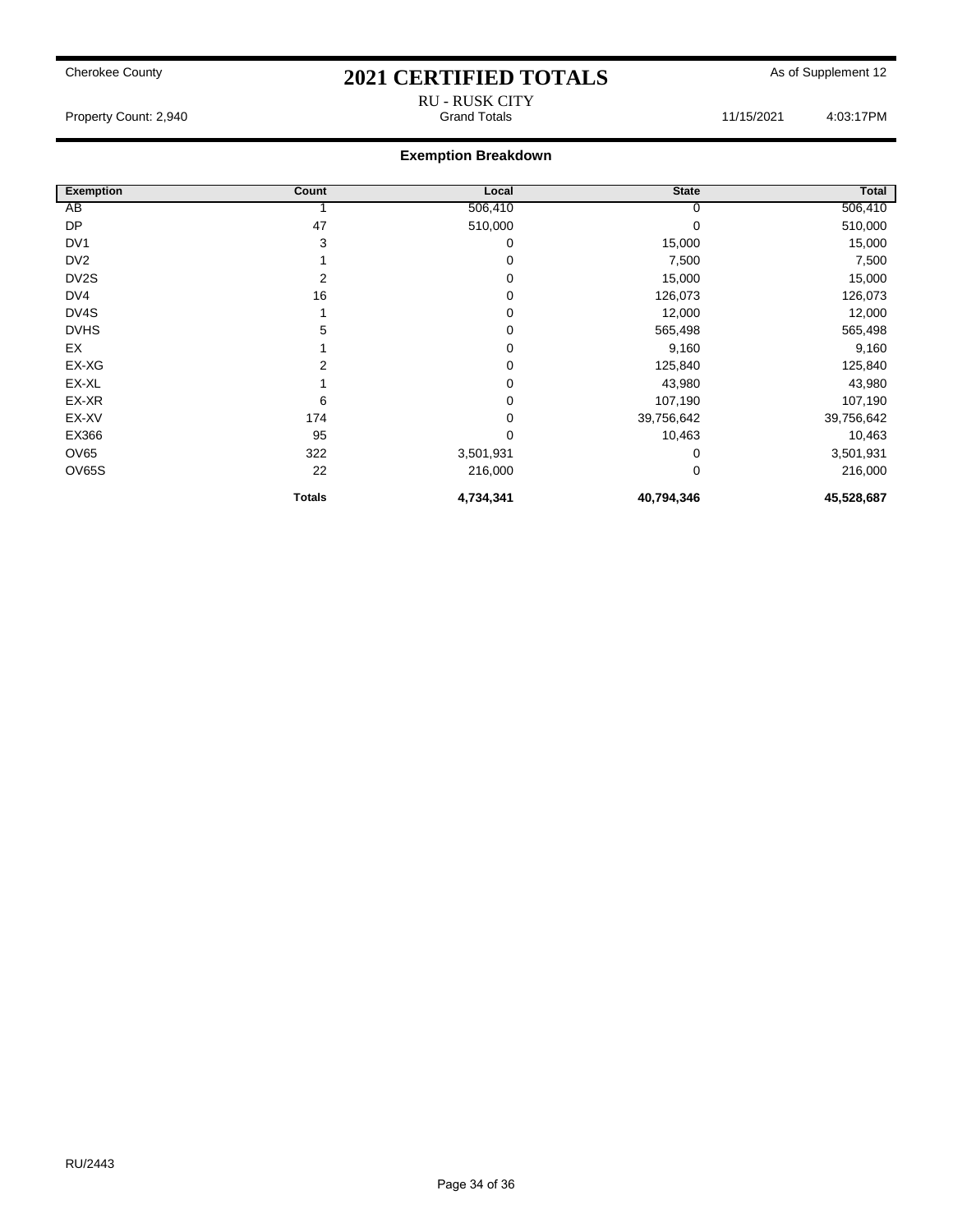Cherokee County

# 2021 CERTIFIED TOTALS

As of Supplement 12

RU - RUSK CITY

Property Count: 2,940 Grand Totals 11/15/2021 4:03:17PM

## Exemption Breakdown

| Exemption | Count | Local | State | Total |
|---|---|---|---|---|
| AB | 1 | 506,410 | 0 | 506,410 |
| DP | 47 | 510,000 | 0 | 510,000 |
| DV1 | 3 | 0 | 15,000 | 15,000 |
| DV2 | 1 | 0 | 7,500 | 7,500 |
| DV2S | 2 | 0 | 15,000 | 15,000 |
| DV4 | 16 | 0 | 126,073 | 126,073 |
| DV4S | 1 | 0 | 12,000 | 12,000 |
| DVHS | 5 | 0 | 565,498 | 565,498 |
| EX | 1 | 0 | 9,160 | 9,160 |
| EX-XG | 2 | 0 | 125,840 | 125,840 |
| EX-XL | 1 | 0 | 43,980 | 43,980 |
| EX-XR | 6 | 0 | 107,190 | 107,190 |
| EX-XV | 174 | 0 | 39,756,642 | 39,756,642 |
| EX366 | 95 | 0 | 10,463 | 10,463 |
| OV65 | 322 | 3,501,931 | 0 | 3,501,931 |
| OV65S | 22 | 216,000 | 0 | 216,000 |
| | **Totals** | **4,734,341** | **40,794,346** | **45,528,687** |

RU/2443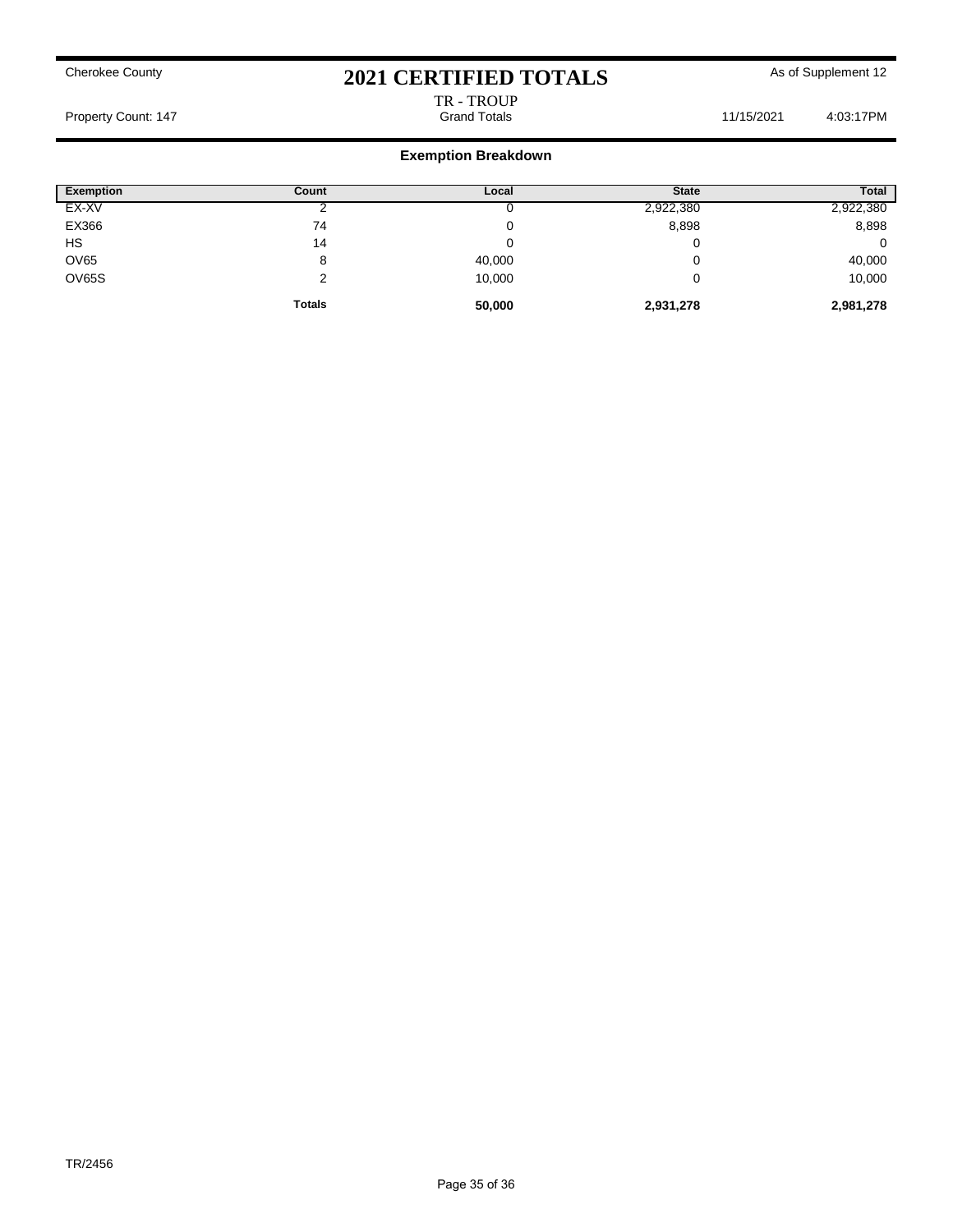Cherokee County

# 2021 CERTIFIED TOTALS

As of Supplement 12

TR - TROUP

Property Count: 147 — Grand Totals — 11/15/2021 4:03:17PM

## Exemption Breakdown

| Exemption | Count | Local | State | Total |
|---|---|---|---|---|
| EX-XV | 2 | 0 | 2,922,380 | 2,922,380 |
| EX366 | 74 | 0 | 8,898 | 8,898 |
| HS | 14 | 0 | 0 | 0 |
| OV65 | 8 | 40,000 | 0 | 40,000 |
| OV65S | 2 | 10,000 | 0 | 10,000 |
| | **Totals** | **50,000** | **2,931,278** | **2,981,278** |

TR/2456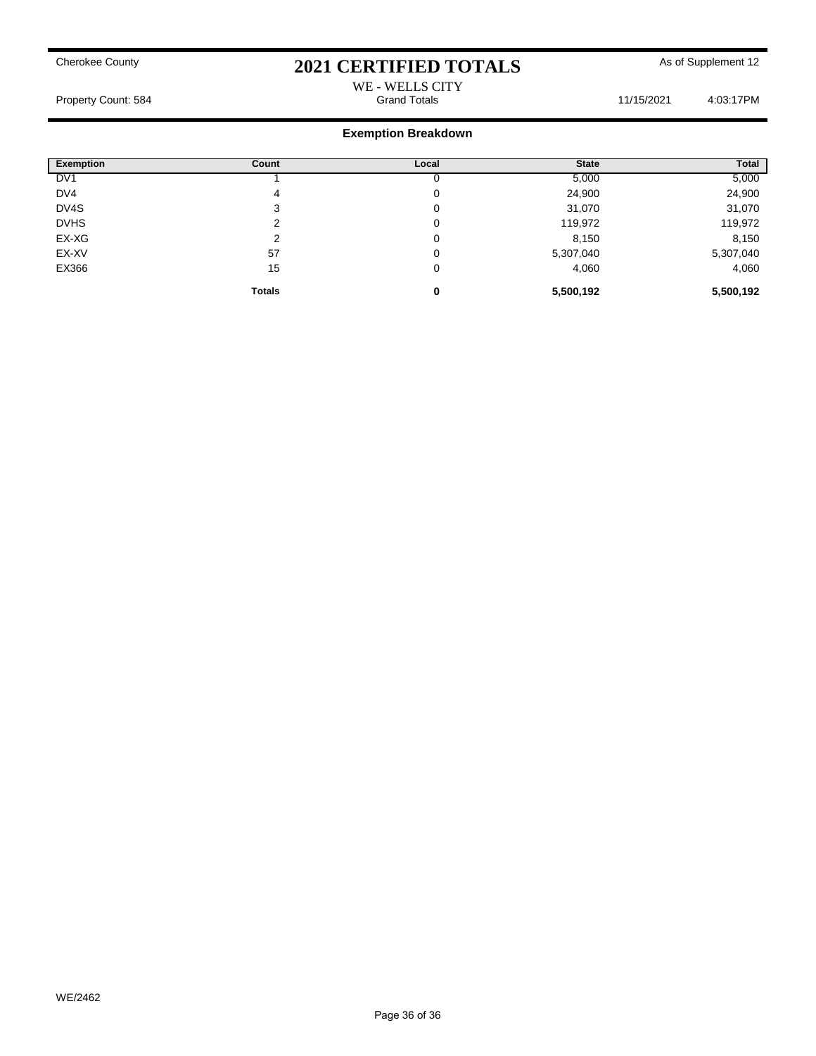Cherokee County

# 2021 CERTIFIED TOTALS

As of Supplement 12

WE - WELLS CITY

Property Count: 584 | Grand Totals | 11/15/2021 4:03:17PM

## Exemption Breakdown

| Exemption | Count | Local | State | Total |
|---|---|---|---|---|
| DV1 | 1 | 0 | 5,000 | 5,000 |
| DV4 | 4 | 0 | 24,900 | 24,900 |
| DV4S | 3 | 0 | 31,070 | 31,070 |
| DVHS | 2 | 0 | 119,972 | 119,972 |
| EX-XG | 2 | 0 | 8,150 | 8,150 |
| EX-XV | 57 | 0 | 5,307,040 | 5,307,040 |
| EX366 | 15 | 0 | 4,060 | 4,060 |
| | **Totals** | **0** | **5,500,192** | **5,500,192** |

WE/2462